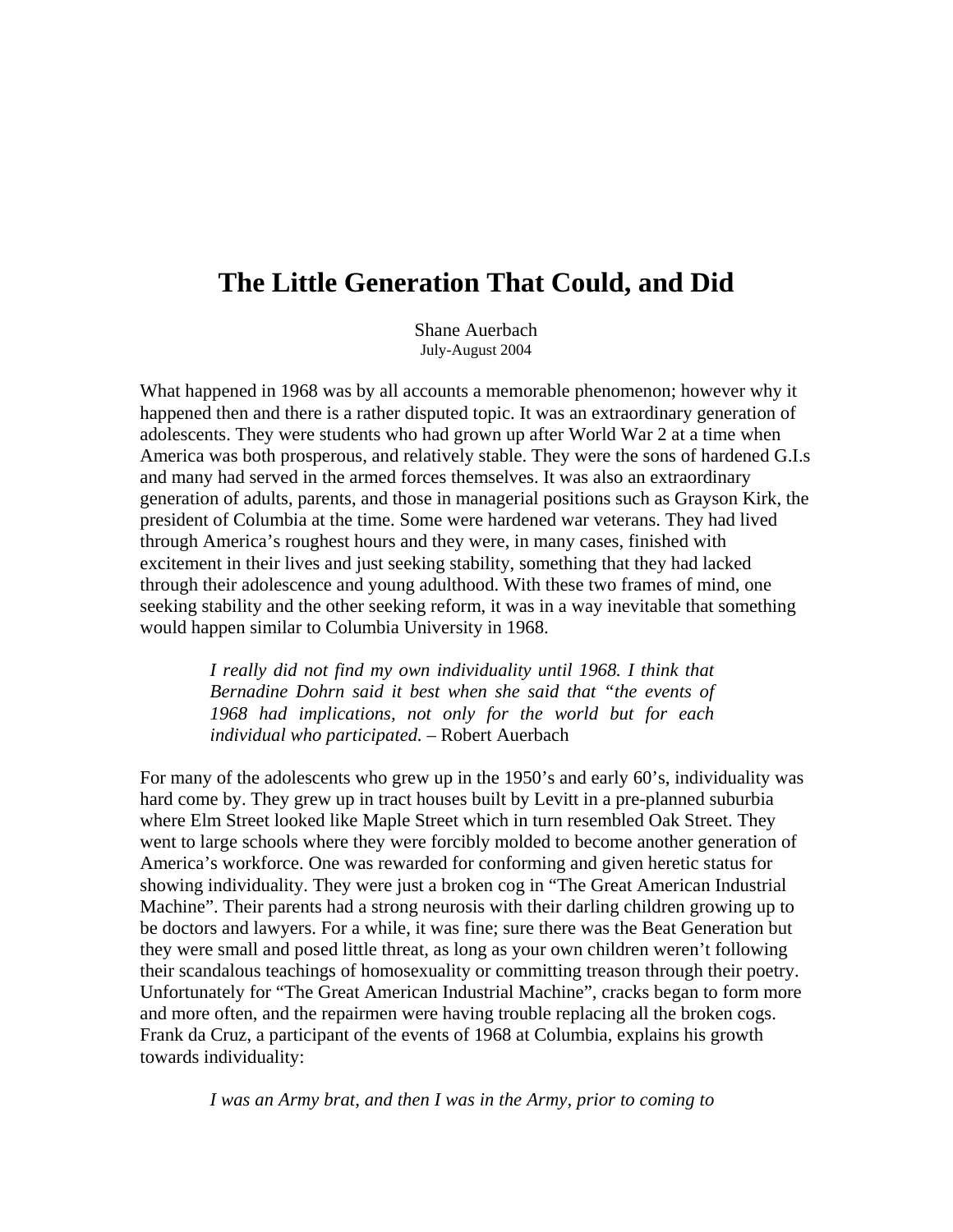# The Little Generation That Could, and Did

Shane Auerbach
July-August 2004

What happened in 1968 was by all accounts a memorable phenomenon; however why it happened then and there is a rather disputed topic. It was an extraordinary generation of adolescents. They were students who had grown up after World War 2 at a time when America was both prosperous, and relatively stable. They were the sons of hardened G.I.s and many had served in the armed forces themselves. It was also an extraordinary generation of adults, parents, and those in managerial positions such as Grayson Kirk, the president of Columbia at the time. Some were hardened war veterans. They had lived through America's roughest hours and they were, in many cases, finished with excitement in their lives and just seeking stability, something that they had lacked through their adolescence and young adulthood. With these two frames of mind, one seeking stability and the other seeking reform, it was in a way inevitable that something would happen similar to Columbia University in 1968.

> *I really did not find my own individuality until 1968. I think that Bernadine Dohrn said it best when she said that "the events of 1968 had implications, not only for the world but for each individual who participated.* – Robert Auerbach

For many of the adolescents who grew up in the 1950's and early 60's, individuality was hard come by. They grew up in tract houses built by Levitt in a pre-planned suburbia where Elm Street looked like Maple Street which in turn resembled Oak Street. They went to large schools where they were forcibly molded to become another generation of America's workforce. One was rewarded for conforming and given heretic status for showing individuality. They were just a broken cog in "The Great American Industrial Machine". Their parents had a strong neurosis with their darling children growing up to be doctors and lawyers. For a while, it was fine; sure there was the Beat Generation but they were small and posed little threat, as long as your own children weren't following their scandalous teachings of homosexuality or committing treason through their poetry. Unfortunately for "The Great American Industrial Machine", cracks began to form more and more often, and the repairmen were having trouble replacing all the broken cogs. Frank da Cruz, a participant of the events of 1968 at Columbia, explains his growth towards individuality:

> *I was an Army brat, and then I was in the Army, prior to coming to*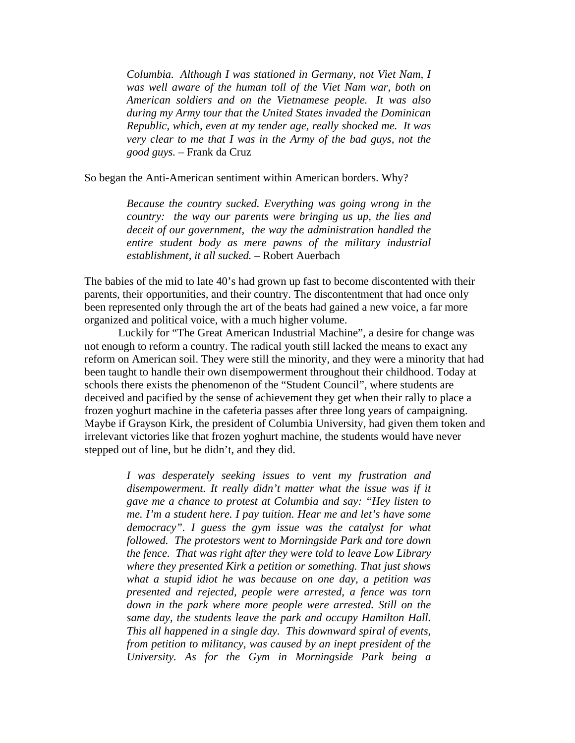*Columbia. Although I was stationed in Germany, not Viet Nam, I was well aware of the human toll of the Viet Nam war, both on American soldiers and on the Vietnamese people. It was also during my Army tour that the United States invaded the Dominican Republic, which, even at my tender age, really shocked me. It was very clear to me that I was in the Army of the bad guys, not the good guys.* – Frank da Cruz

So began the Anti-American sentiment within American borders. Why?

> *Because the country sucked. Everything was going wrong in the country: the way our parents were bringing us up, the lies and deceit of our government, the way the administration handled the entire student body as mere pawns of the military industrial establishment, it all sucked.* – Robert Auerbach

The babies of the mid to late 40's had grown up fast to become discontented with their parents, their opportunities, and their country. The discontentment that had once only been represented only through the art of the beats had gained a new voice, a far more organized and political voice, with a much higher volume.

Luckily for "The Great American Industrial Machine", a desire for change was not enough to reform a country. The radical youth still lacked the means to exact any reform on American soil. They were still the minority, and they were a minority that had been taught to handle their own disempowerment throughout their childhood. Today at schools there exists the phenomenon of the "Student Council", where students are deceived and pacified by the sense of achievement they get when their rally to place a frozen yoghurt machine in the cafeteria passes after three long years of campaigning. Maybe if Grayson Kirk, the president of Columbia University, had given them token and irrelevant victories like that frozen yoghurt machine, the students would have never stepped out of line, but he didn't, and they did.

> *I was desperately seeking issues to vent my frustration and disempowerment. It really didn't matter what the issue was if it gave me a chance to protest at Columbia and say: "Hey listen to me. I'm a student here. I pay tuition. Hear me and let's have some democracy". I guess the gym issue was the catalyst for what followed. The protestors went to Morningside Park and tore down the fence. That was right after they were told to leave Low Library where they presented Kirk a petition or something. That just shows what a stupid idiot he was because on one day, a petition was presented and rejected, people were arrested, a fence was torn down in the park where more people were arrested. Still on the same day, the students leave the park and occupy Hamilton Hall. This all happened in a single day. This downward spiral of events, from petition to militancy, was caused by an inept president of the University. As for the Gym in Morningside Park being a*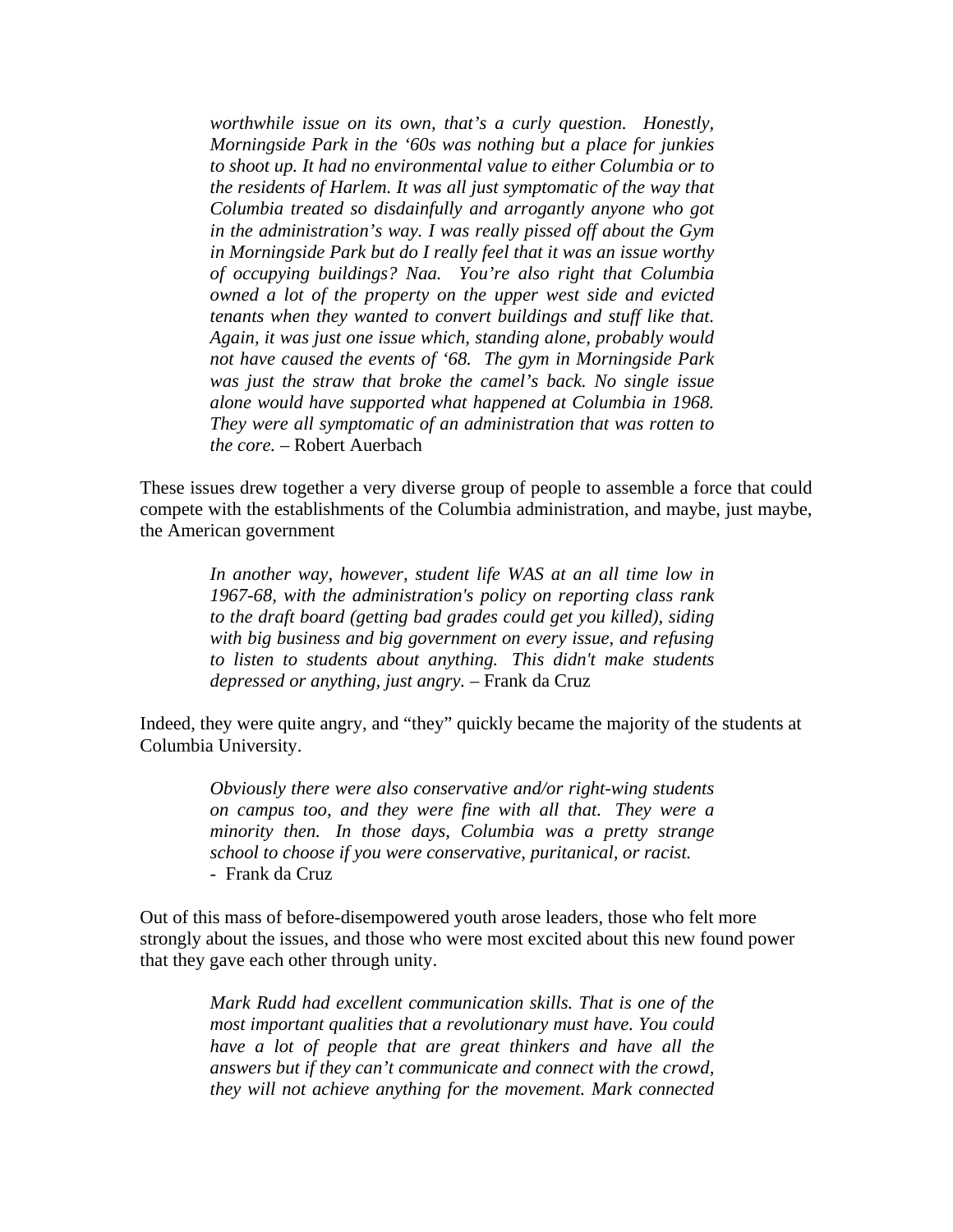> *worthwhile issue on its own, that's a curly question. Honestly, Morningside Park in the '60s was nothing but a place for junkies to shoot up. It had no environmental value to either Columbia or to the residents of Harlem. It was all just symptomatic of the way that Columbia treated so disdainfully and arrogantly anyone who got in the administration's way. I was really pissed off about the Gym in Morningside Park but do I really feel that it was an issue worthy of occupying buildings? Naa. You're also right that Columbia owned a lot of the property on the upper west side and evicted tenants when they wanted to convert buildings and stuff like that. Again, it was just one issue which, standing alone, probably would not have caused the events of '68. The gym in Morningside Park was just the straw that broke the camel's back. No single issue alone would have supported what happened at Columbia in 1968. They were all symptomatic of an administration that was rotten to the core.* – Robert Auerbach

These issues drew together a very diverse group of people to assemble a force that could compete with the establishments of the Columbia administration, and maybe, just maybe, the American government

> *In another way, however, student life WAS at an all time low in 1967-68, with the administration's policy on reporting class rank to the draft board (getting bad grades could get you killed), siding with big business and big government on every issue, and refusing to listen to students about anything. This didn't make students depressed or anything, just angry.* – Frank da Cruz

Indeed, they were quite angry, and "they" quickly became the majority of the students at Columbia University.

> *Obviously there were also conservative and/or right-wing students on campus too, and they were fine with all that. They were a minority then. In those days, Columbia was a pretty strange school to choose if you were conservative, puritanical, or racist.*
> - Frank da Cruz

Out of this mass of before-disempowered youth arose leaders, those who felt more strongly about the issues, and those who were most excited about this new found power that they gave each other through unity.

> *Mark Rudd had excellent communication skills. That is one of the most important qualities that a revolutionary must have. You could have a lot of people that are great thinkers and have all the answers but if they can't communicate and connect with the crowd, they will not achieve anything for the movement. Mark connected*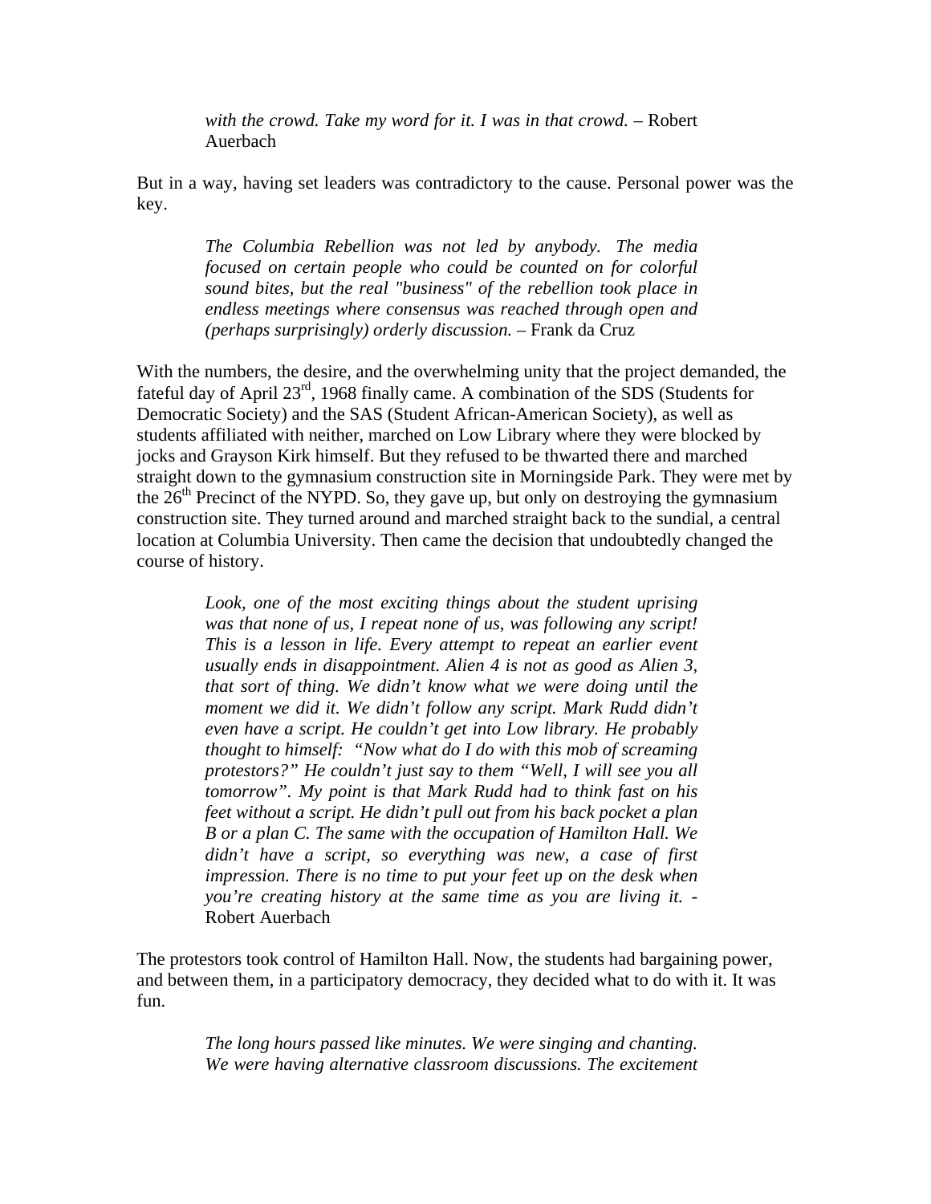> *with the crowd. Take my word for it. I was in that crowd.* – Robert Auerbach

But in a way, having set leaders was contradictory to the cause. Personal power was the key.

> *The Columbia Rebellion was not led by anybody. The media focused on certain people who could be counted on for colorful sound bites, but the real "business" of the rebellion took place in endless meetings where consensus was reached through open and (perhaps surprisingly) orderly discussion.* – Frank da Cruz

With the numbers, the desire, and the overwhelming unity that the project demanded, the fateful day of April 23rd, 1968 finally came. A combination of the SDS (Students for Democratic Society) and the SAS (Student African-American Society), as well as students affiliated with neither, marched on Low Library where they were blocked by jocks and Grayson Kirk himself. But they refused to be thwarted there and marched straight down to the gymnasium construction site in Morningside Park. They were met by the 26th Precinct of the NYPD. So, they gave up, but only on destroying the gymnasium construction site. They turned around and marched straight back to the sundial, a central location at Columbia University. Then came the decision that undoubtedly changed the course of history.

> *Look, one of the most exciting things about the student uprising was that none of us, I repeat none of us, was following any script! This is a lesson in life. Every attempt to repeat an earlier event usually ends in disappointment. Alien 4 is not as good as Alien 3, that sort of thing. We didn't know what we were doing until the moment we did it. We didn't follow any script. Mark Rudd didn't even have a script. He couldn't get into Low library. He probably thought to himself: "Now what do I do with this mob of screaming protestors?" He couldn't just say to them "Well, I will see you all tomorrow". My point is that Mark Rudd had to think fast on his feet without a script. He didn't pull out from his back pocket a plan B or a plan C. The same with the occupation of Hamilton Hall. We didn't have a script, so everything was new, a case of first impression. There is no time to put your feet up on the desk when you're creating history at the same time as you are living it.* - Robert Auerbach

The protestors took control of Hamilton Hall. Now, the students had bargaining power, and between them, in a participatory democracy, they decided what to do with it. It was fun.

> *The long hours passed like minutes. We were singing and chanting. We were having alternative classroom discussions. The excitement*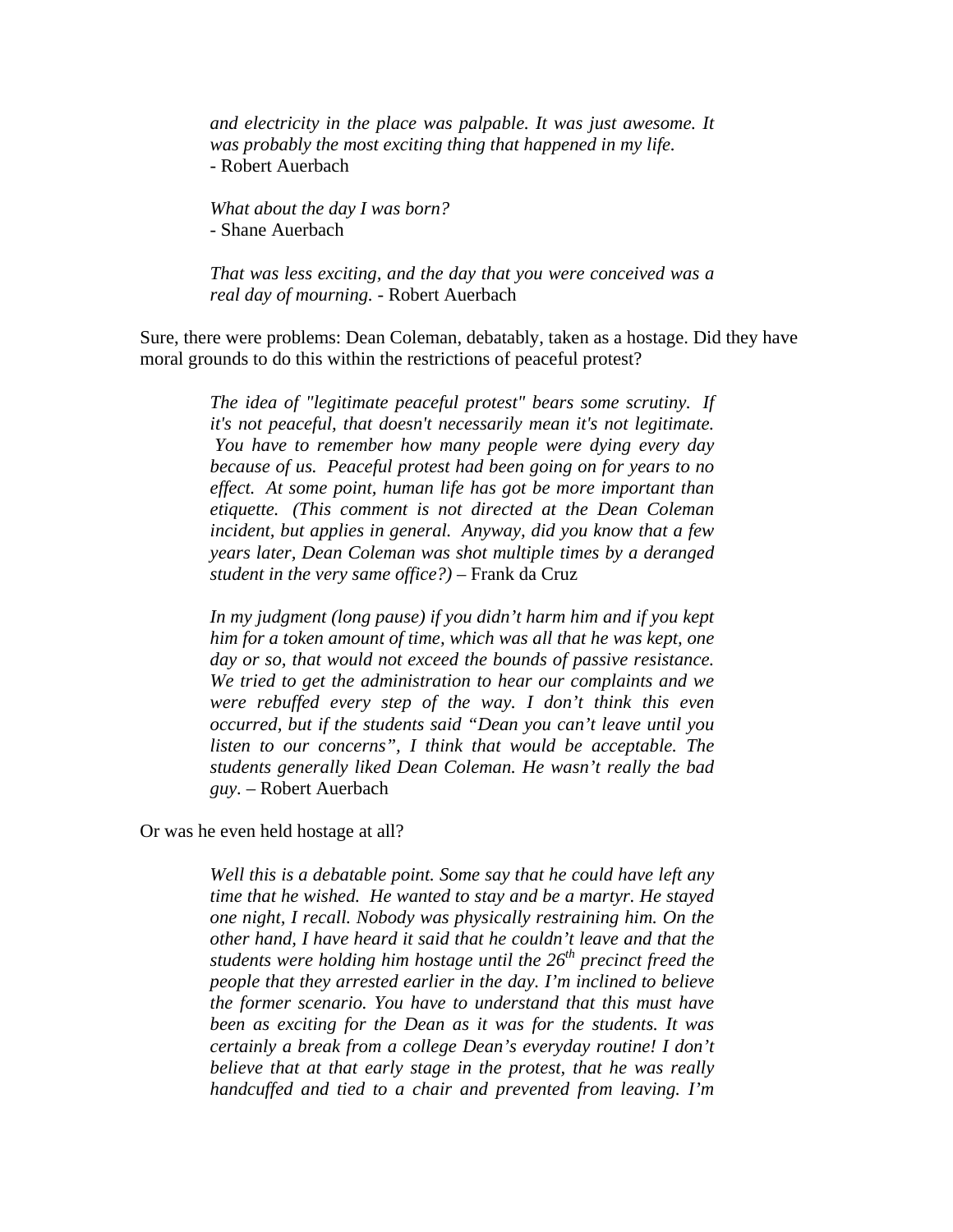> *and electricity in the place was palpable. It was just awesome. It was probably the most exciting thing that happened in my life.*
> - Robert Auerbach

> *What about the day I was born?*
> - Shane Auerbach

> *That was less exciting, and the day that you were conceived was a real day of mourning.* - Robert Auerbach

Sure, there were problems: Dean Coleman, debatably, taken as a hostage. Did they have moral grounds to do this within the restrictions of peaceful protest?

> *The idea of "legitimate peaceful protest" bears some scrutiny. If it's not peaceful, that doesn't necessarily mean it's not legitimate. You have to remember how many people were dying every day because of us. Peaceful protest had been going on for years to no effect. At some point, human life has got be more important than etiquette. (This comment is not directed at the Dean Coleman incident, but applies in general. Anyway, did you know that a few years later, Dean Coleman was shot multiple times by a deranged student in the very same office?)* – Frank da Cruz

> *In my judgment (long pause) if you didn't harm him and if you kept him for a token amount of time, which was all that he was kept, one day or so, that would not exceed the bounds of passive resistance. We tried to get the administration to hear our complaints and we were rebuffed every step of the way. I don't think this even occurred, but if the students said "Dean you can't leave until you listen to our concerns", I think that would be acceptable. The students generally liked Dean Coleman. He wasn't really the bad guy.* – Robert Auerbach

Or was he even held hostage at all?

> *Well this is a debatable point. Some say that he could have left any time that he wished. He wanted to stay and be a martyr. He stayed one night, I recall. Nobody was physically restraining him. On the other hand, I have heard it said that he couldn't leave and that the students were holding him hostage until the 26th precinct freed the people that they arrested earlier in the day. I'm inclined to believe the former scenario. You have to understand that this must have been as exciting for the Dean as it was for the students. It was certainly a break from a college Dean's everyday routine! I don't believe that at that early stage in the protest, that he was really handcuffed and tied to a chair and prevented from leaving. I'm*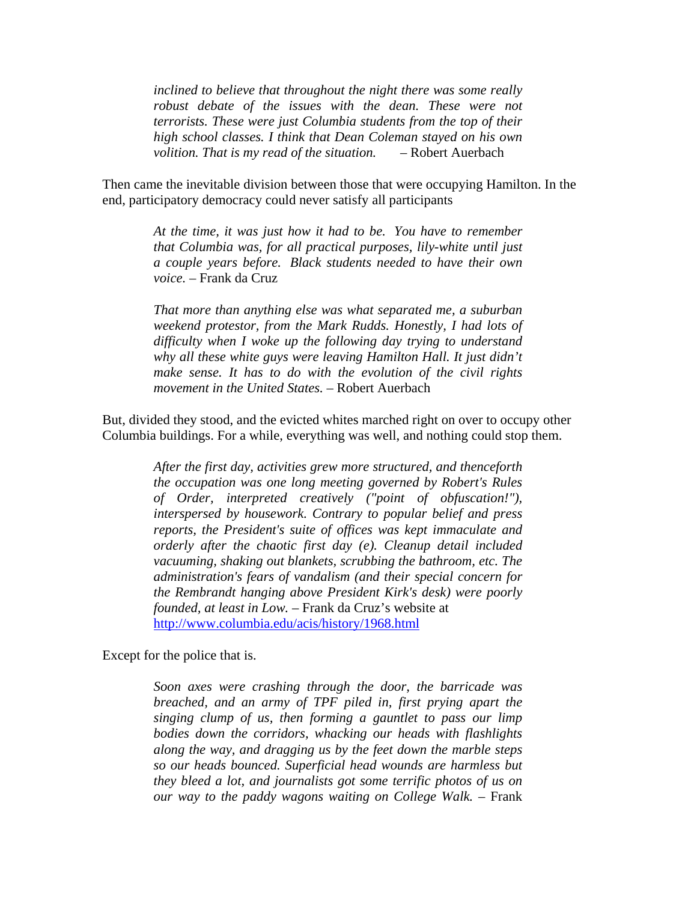> *inclined to believe that throughout the night there was some really robust debate of the issues with the dean. These were not terrorists. These were just Columbia students from the top of their high school classes. I think that Dean Coleman stayed on his own volition. That is my read of the situation.* – Robert Auerbach

Then came the inevitable division between those that were occupying Hamilton. In the end, participatory democracy could never satisfy all participants

> *At the time, it was just how it had to be. You have to remember that Columbia was, for all practical purposes, lily-white until just a couple years before. Black students needed to have their own voice.* – Frank da Cruz

> *That more than anything else was what separated me, a suburban weekend protestor, from the Mark Rudds. Honestly, I had lots of difficulty when I woke up the following day trying to understand why all these white guys were leaving Hamilton Hall. It just didn't make sense. It has to do with the evolution of the civil rights movement in the United States.* – Robert Auerbach

But, divided they stood, and the evicted whites marched right on over to occupy other Columbia buildings. For a while, everything was well, and nothing could stop them.

> *After the first day, activities grew more structured, and thenceforth the occupation was one long meeting governed by Robert's Rules of Order, interpreted creatively ("point of obfuscation!"), interspersed by housework. Contrary to popular belief and press reports, the President's suite of offices was kept immaculate and orderly after the chaotic first day (e). Cleanup detail included vacuuming, shaking out blankets, scrubbing the bathroom, etc. The administration's fears of vandalism (and their special concern for the Rembrandt hanging above President Kirk's desk) were poorly founded, at least in Low.* – Frank da Cruz's website at http://www.columbia.edu/acis/history/1968.html

Except for the police that is.

> *Soon axes were crashing through the door, the barricade was breached, and an army of TPF piled in, first prying apart the singing clump of us, then forming a gauntlet to pass our limp bodies down the corridors, whacking our heads with flashlights along the way, and dragging us by the feet down the marble steps so our heads bounced. Superficial head wounds are harmless but they bleed a lot, and journalists got some terrific photos of us on our way to the paddy wagons waiting on College Walk.* – Frank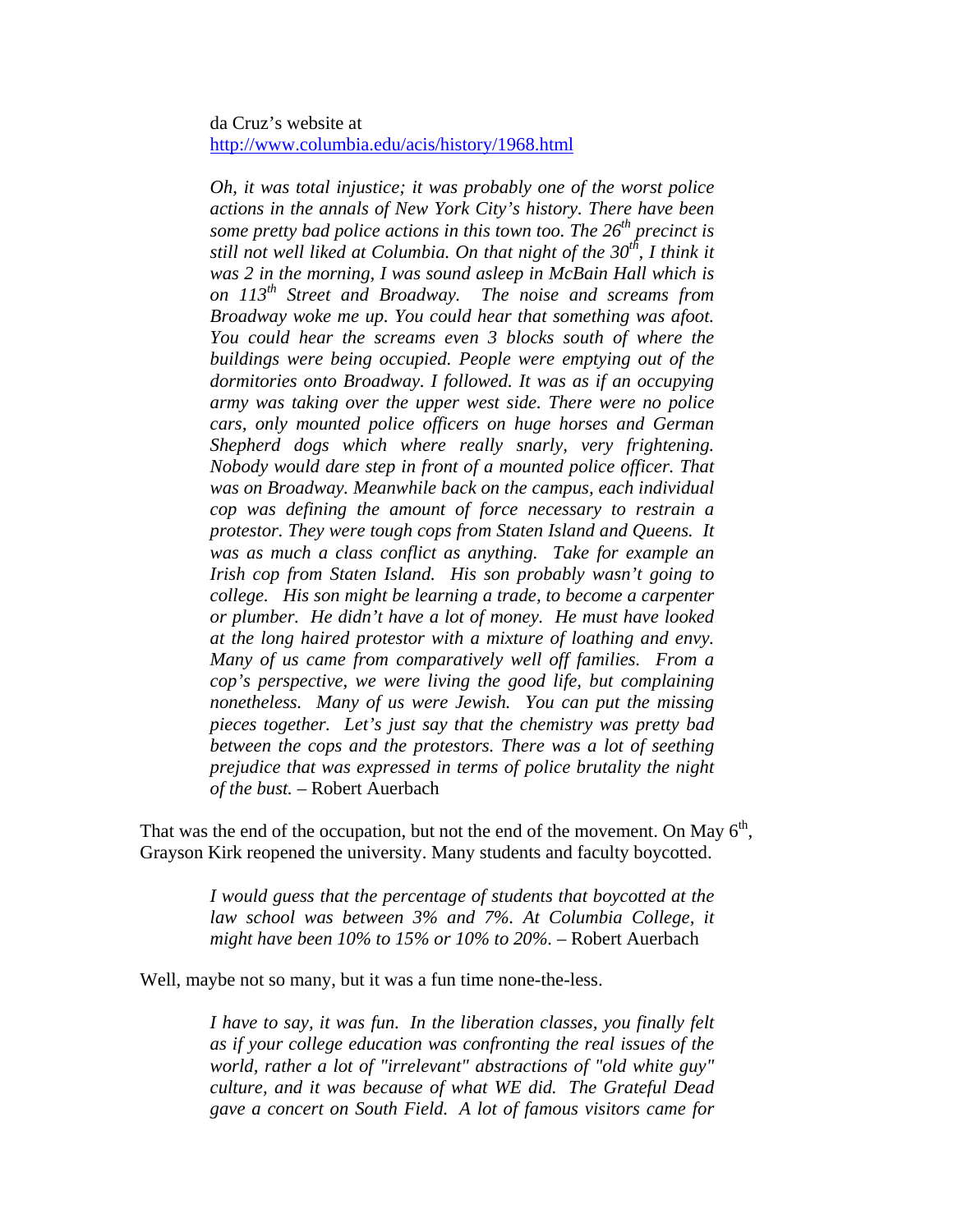da Cruz's website at http://www.columbia.edu/acis/history/1968.html

> *Oh, it was total injustice; it was probably one of the worst police actions in the annals of New York City's history. There have been some pretty bad police actions in this town too. The 26th precinct is still not well liked at Columbia. On that night of the 30th, I think it was 2 in the morning, I was sound asleep in McBain Hall which is on 113th Street and Broadway. The noise and screams from Broadway woke me up. You could hear that something was afoot. You could hear the screams even 3 blocks south of where the buildings were being occupied. People were emptying out of the dormitories onto Broadway. I followed. It was as if an occupying army was taking over the upper west side. There were no police cars, only mounted police officers on huge horses and German Shepherd dogs which where really snarly, very frightening. Nobody would dare step in front of a mounted police officer. That was on Broadway. Meanwhile back on the campus, each individual cop was defining the amount of force necessary to restrain a protestor. They were tough cops from Staten Island and Queens. It was as much a class conflict as anything. Take for example an Irish cop from Staten Island. His son probably wasn't going to college. His son might be learning a trade, to become a carpenter or plumber. He didn't have a lot of money. He must have looked at the long haired protestor with a mixture of loathing and envy. Many of us came from comparatively well off families. From a cop's perspective, we were living the good life, but complaining nonetheless. Many of us were Jewish. You can put the missing pieces together. Let's just say that the chemistry was pretty bad between the cops and the protestors. There was a lot of seething prejudice that was expressed in terms of police brutality the night of the bust.* – Robert Auerbach

That was the end of the occupation, but not the end of the movement. On May 6th, Grayson Kirk reopened the university. Many students and faculty boycotted.

> *I would guess that the percentage of students that boycotted at the law school was between 3% and 7%. At Columbia College, it might have been 10% to 15% or 10% to 20%.* – Robert Auerbach

Well, maybe not so many, but it was a fun time none-the-less.

> *I have to say, it was fun. In the liberation classes, you finally felt as if your college education was confronting the real issues of the world, rather a lot of "irrelevant" abstractions of "old white guy" culture, and it was because of what WE did. The Grateful Dead gave a concert on South Field. A lot of famous visitors came for*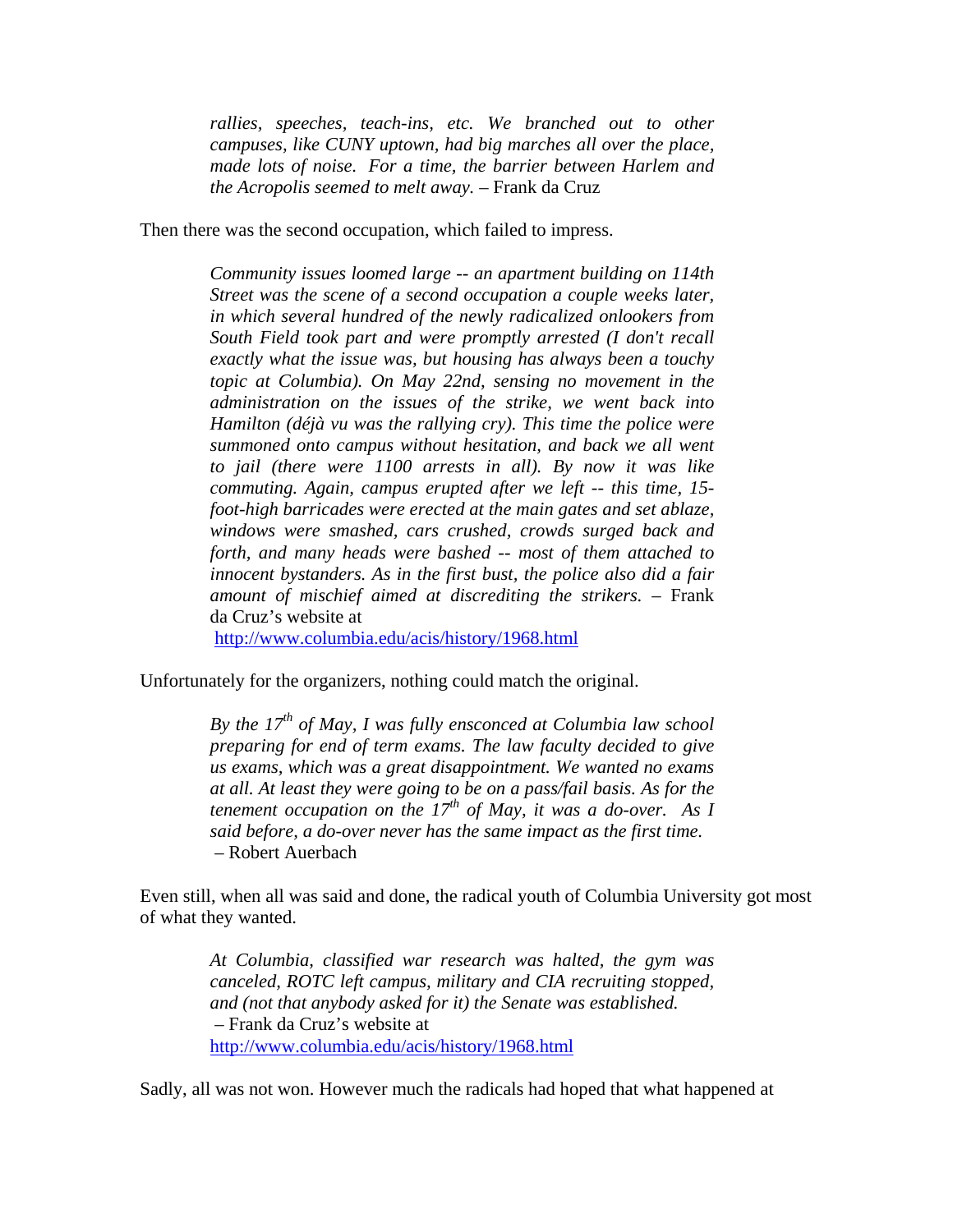> *rallies, speeches, teach-ins, etc. We branched out to other campuses, like CUNY uptown, had big marches all over the place, made lots of noise. For a time, the barrier between Harlem and the Acropolis seemed to melt away.* – Frank da Cruz

Then there was the second occupation, which failed to impress.

> *Community issues loomed large -- an apartment building on 114th Street was the scene of a second occupation a couple weeks later, in which several hundred of the newly radicalized onlookers from South Field took part and were promptly arrested (I don't recall exactly what the issue was, but housing has always been a touchy topic at Columbia). On May 22nd, sensing no movement in the administration on the issues of the strike, we went back into Hamilton (déjà vu was the rallying cry). This time the police were summoned onto campus without hesitation, and back we all went to jail (there were 1100 arrests in all). By now it was like commuting. Again, campus erupted after we left -- this time, 15-foot-high barricades were erected at the main gates and set ablaze, windows were smashed, cars crushed, crowds surged back and forth, and many heads were bashed -- most of them attached to innocent bystanders. As in the first bust, the police also did a fair amount of mischief aimed at discrediting the strikers.* – Frank da Cruz's website at http://www.columbia.edu/acis/history/1968.html

Unfortunately for the organizers, nothing could match the original.

> *By the 17th of May, I was fully ensconced at Columbia law school preparing for end of term exams. The law faculty decided to give us exams, which was a great disappointment. We wanted no exams at all. At least they were going to be on a pass/fail basis. As for the tenement occupation on the 17th of May, it was a do-over. As I said before, a do-over never has the same impact as the first time.*
> – Robert Auerbach

Even still, when all was said and done, the radical youth of Columbia University got most of what they wanted.

> *At Columbia, classified war research was halted, the gym was canceled, ROTC left campus, military and CIA recruiting stopped, and (not that anybody asked for it) the Senate was established.*
> – Frank da Cruz's website at http://www.columbia.edu/acis/history/1968.html

Sadly, all was not won. However much the radicals had hoped that what happened at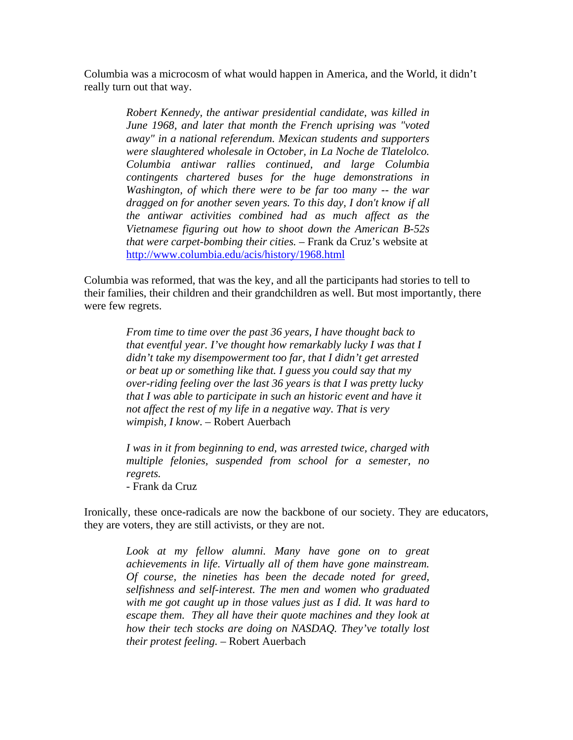Columbia was a microcosm of what would happen in America, and the World, it didn't really turn out that way.

> *Robert Kennedy, the antiwar presidential candidate, was killed in June 1968, and later that month the French uprising was "voted away" in a national referendum. Mexican students and supporters were slaughtered wholesale in October, in La Noche de Tlatelolco. Columbia antiwar rallies continued, and large Columbia contingents chartered buses for the huge demonstrations in Washington, of which there were to be far too many -- the war dragged on for another seven years. To this day, I don't know if all the antiwar activities combined had as much affect as the Vietnamese figuring out how to shoot down the American B-52s that were carpet-bombing their cities.* – Frank da Cruz's website at http://www.columbia.edu/acis/history/1968.html

Columbia was reformed, that was the key, and all the participants had stories to tell to their families, their children and their grandchildren as well. But most importantly, there were few regrets.

> *From time to time over the past 36 years, I have thought back to that eventful year. I've thought how remarkably lucky I was that I didn't take my disempowerment too far, that I didn't get arrested or beat up or something like that. I guess you could say that my over-riding feeling over the last 36 years is that I was pretty lucky that I was able to participate in such an historic event and have it not affect the rest of my life in a negative way. That is very wimpish, I know*. – Robert Auerbach

> *I was in it from beginning to end, was arrested twice, charged with multiple felonies, suspended from school for a semester, no regrets.*
> - Frank da Cruz

Ironically, these once-radicals are now the backbone of our society. They are educators, they are voters, they are still activists, or they are not.

> *Look at my fellow alumni. Many have gone on to great achievements in life. Virtually all of them have gone mainstream. Of course, the nineties has been the decade noted for greed, selfishness and self-interest. The men and women who graduated with me got caught up in those values just as I did. It was hard to escape them. They all have their quote machines and they look at how their tech stocks are doing on NASDAQ. They've totally lost their protest feeling.* – Robert Auerbach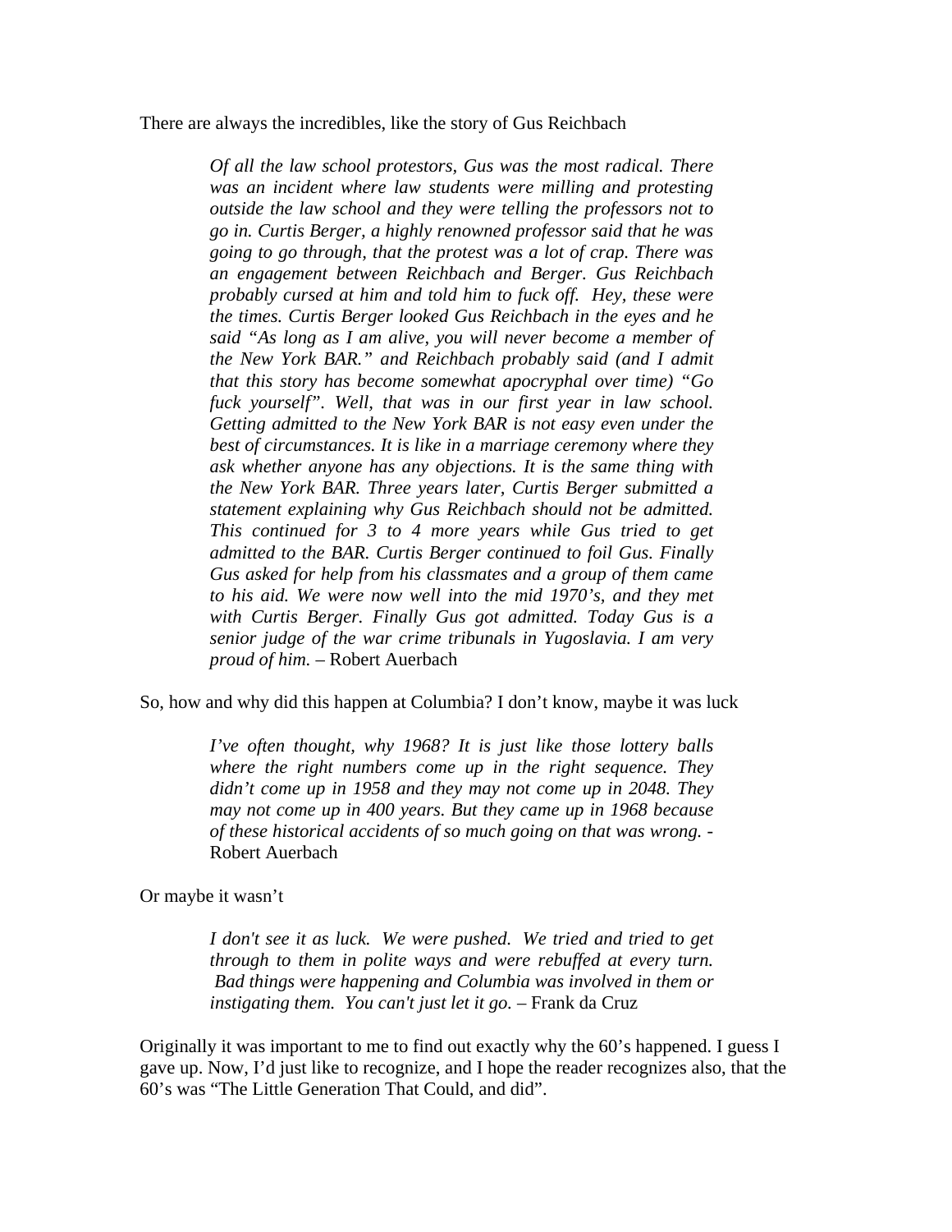There are always the incredibles, like the story of Gus Reichbach

> *Of all the law school protestors, Gus was the most radical. There was an incident where law students were milling and protesting outside the law school and they were telling the professors not to go in. Curtis Berger, a highly renowned professor said that he was going to go through, that the protest was a lot of crap. There was an engagement between Reichbach and Berger. Gus Reichbach probably cursed at him and told him to fuck off. Hey, these were the times. Curtis Berger looked Gus Reichbach in the eyes and he said "As long as I am alive, you will never become a member of the New York BAR." and Reichbach probably said (and I admit that this story has become somewhat apocryphal over time) "Go fuck yourself". Well, that was in our first year in law school. Getting admitted to the New York BAR is not easy even under the best of circumstances. It is like in a marriage ceremony where they ask whether anyone has any objections. It is the same thing with the New York BAR. Three years later, Curtis Berger submitted a statement explaining why Gus Reichbach should not be admitted. This continued for 3 to 4 more years while Gus tried to get admitted to the BAR. Curtis Berger continued to foil Gus. Finally Gus asked for help from his classmates and a group of them came to his aid. We were now well into the mid 1970's, and they met with Curtis Berger. Finally Gus got admitted. Today Gus is a senior judge of the war crime tribunals in Yugoslavia. I am very proud of him.* – Robert Auerbach

So, how and why did this happen at Columbia? I don't know, maybe it was luck

> *I've often thought, why 1968? It is just like those lottery balls where the right numbers come up in the right sequence. They didn't come up in 1958 and they may not come up in 2048. They may not come up in 400 years. But they came up in 1968 because of these historical accidents of so much going on that was wrong.* - Robert Auerbach

Or maybe it wasn't

> *I don't see it as luck. We were pushed. We tried and tried to get through to them in polite ways and were rebuffed at every turn. Bad things were happening and Columbia was involved in them or instigating them. You can't just let it go.* – Frank da Cruz

Originally it was important to me to find out exactly why the 60's happened. I guess I gave up. Now, I'd just like to recognize, and I hope the reader recognizes also, that the 60's was "The Little Generation That Could, and did".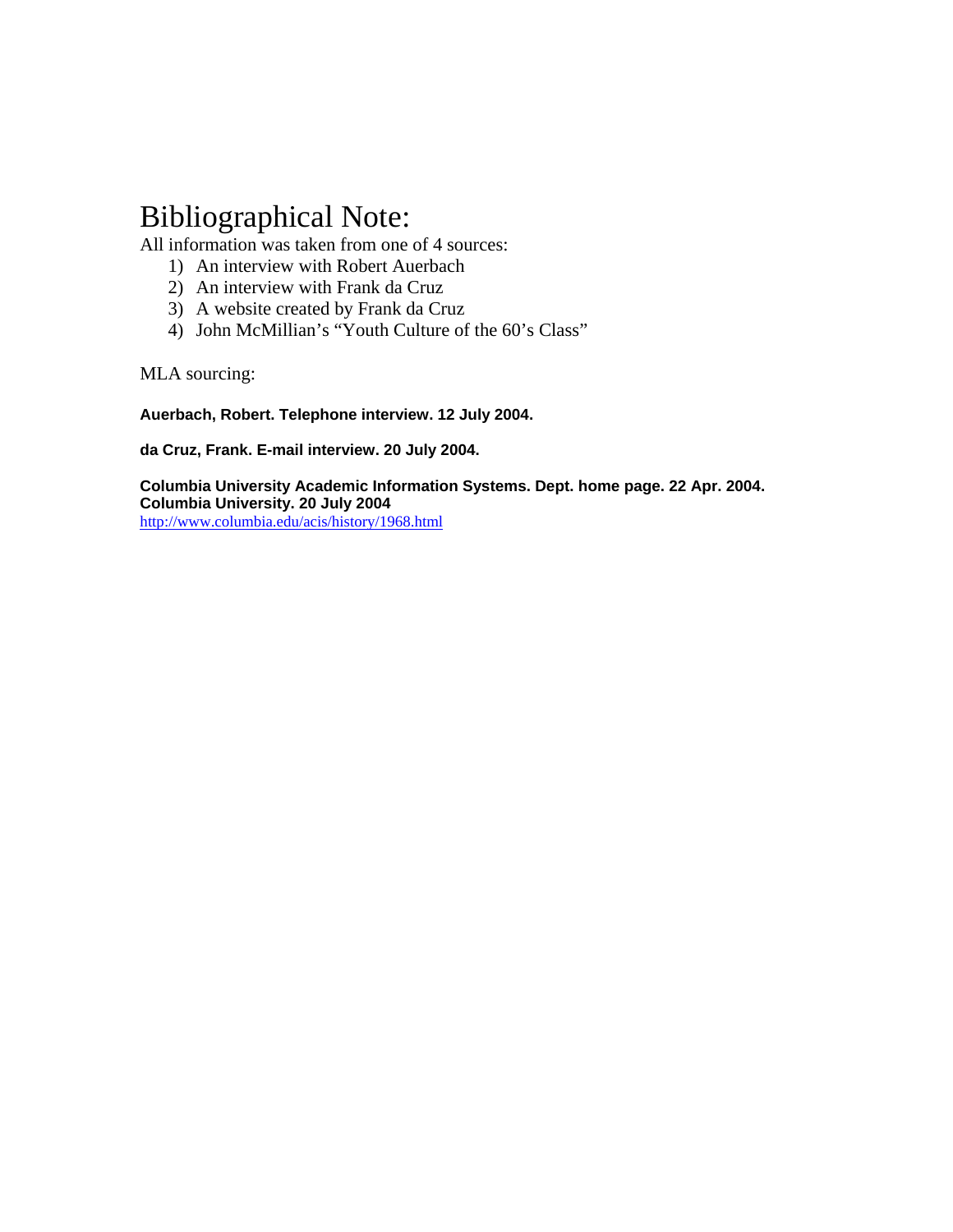# Bibliographical Note:

All information was taken from one of 4 sources:

1) An interview with Robert Auerbach
2) An interview with Frank da Cruz
3) A website created by Frank da Cruz
4) John McMillian's "Youth Culture of the 60's Class"

MLA sourcing:

**Auerbach, Robert. Telephone interview. 12 July 2004.**

**da Cruz, Frank. E-mail interview. 20 July 2004.**

**Columbia University Academic Information Systems. Dept. home page. 22 Apr. 2004. Columbia University. 20 July 2004**
http://www.columbia.edu/acis/history/1968.html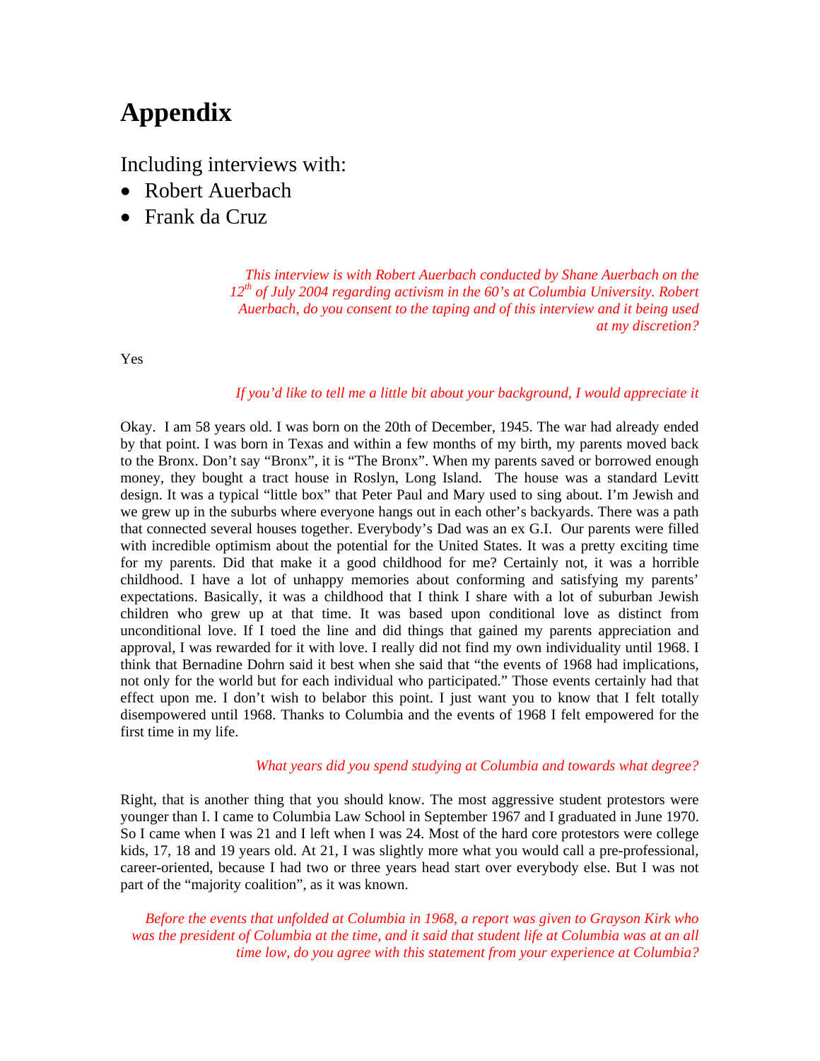# Appendix

Including interviews with:

- Robert Auerbach
- Frank da Cruz

*This interview is with Robert Auerbach conducted by Shane Auerbach on the 12th of July 2004 regarding activism in the 60's at Columbia University. Robert Auerbach, do you consent to the taping and of this interview and it being used at my discretion?*

Yes

*If you'd like to tell me a little bit about your background, I would appreciate it*

Okay. I am 58 years old. I was born on the 20th of December, 1945. The war had already ended by that point. I was born in Texas and within a few months of my birth, my parents moved back to the Bronx. Don't say "Bronx", it is "The Bronx". When my parents saved or borrowed enough money, they bought a tract house in Roslyn, Long Island. The house was a standard Levitt design. It was a typical "little box" that Peter Paul and Mary used to sing about. I'm Jewish and we grew up in the suburbs where everyone hangs out in each other's backyards. There was a path that connected several houses together. Everybody's Dad was an ex G.I. Our parents were filled with incredible optimism about the potential for the United States. It was a pretty exciting time for my parents. Did that make it a good childhood for me? Certainly not, it was a horrible childhood. I have a lot of unhappy memories about conforming and satisfying my parents' expectations. Basically, it was a childhood that I think I share with a lot of suburban Jewish children who grew up at that time. It was based upon conditional love as distinct from unconditional love. If I toed the line and did things that gained my parents appreciation and approval, I was rewarded for it with love. I really did not find my own individuality until 1968. I think that Bernadine Dohrn said it best when she said that "the events of 1968 had implications, not only for the world but for each individual who participated." Those events certainly had that effect upon me. I don't wish to belabor this point. I just want you to know that I felt totally disempowered until 1968. Thanks to Columbia and the events of 1968 I felt empowered for the first time in my life.

*What years did you spend studying at Columbia and towards what degree?*

Right, that is another thing that you should know. The most aggressive student protestors were younger than I. I came to Columbia Law School in September 1967 and I graduated in June 1970. So I came when I was 21 and I left when I was 24. Most of the hard core protestors were college kids, 17, 18 and 19 years old. At 21, I was slightly more what you would call a pre-professional, career-oriented, because I had two or three years head start over everybody else. But I was not part of the "majority coalition", as it was known.

*Before the events that unfolded at Columbia in 1968, a report was given to Grayson Kirk who was the president of Columbia at the time, and it said that student life at Columbia was at an all time low, do you agree with this statement from your experience at Columbia?*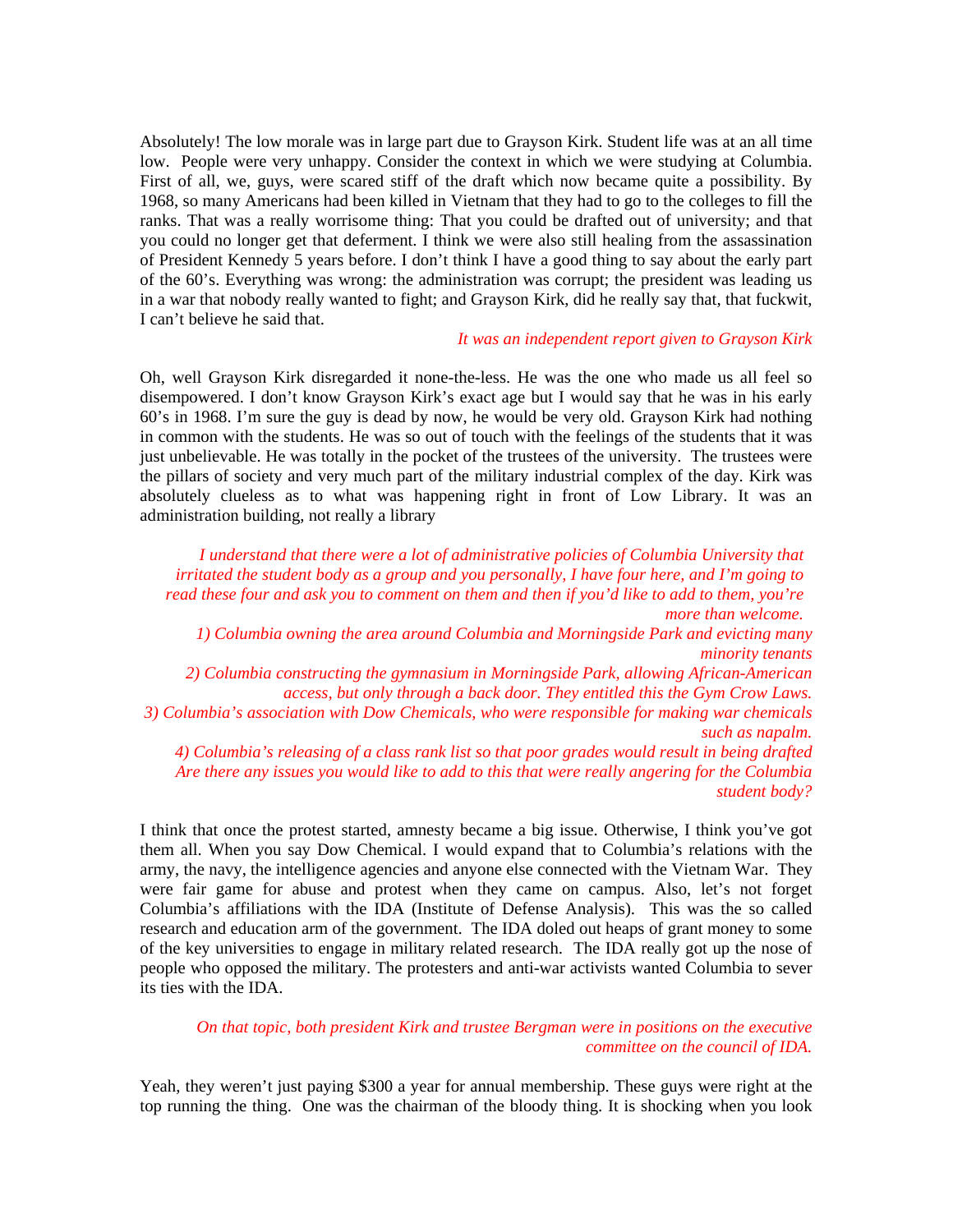Absolutely! The low morale was in large part due to Grayson Kirk. Student life was at an all time low. People were very unhappy. Consider the context in which we were studying at Columbia. First of all, we, guys, were scared stiff of the draft which now became quite a possibility. By 1968, so many Americans had been killed in Vietnam that they had to go to the colleges to fill the ranks. That was a really worrisome thing: That you could be drafted out of university; and that you could no longer get that deferment. I think we were also still healing from the assassination of President Kennedy 5 years before. I don't think I have a good thing to say about the early part of the 60's. Everything was wrong: the administration was corrupt; the president was leading us in a war that nobody really wanted to fight; and Grayson Kirk, did he really say that, that fuckwit, I can't believe he said that.

*It was an independent report given to Grayson Kirk*

Oh, well Grayson Kirk disregarded it none-the-less. He was the one who made us all feel so disempowered. I don't know Grayson Kirk's exact age but I would say that he was in his early 60's in 1968. I'm sure the guy is dead by now, he would be very old. Grayson Kirk had nothing in common with the students. He was so out of touch with the feelings of the students that it was just unbelievable. He was totally in the pocket of the trustees of the university. The trustees were the pillars of society and very much part of the military industrial complex of the day. Kirk was absolutely clueless as to what was happening right in front of Low Library. It was an administration building, not really a library

*I understand that there were a lot of administrative policies of Columbia University that irritated the student body as a group and you personally, I have four here, and I'm going to read these four and ask you to comment on them and then if you'd like to add to them, you're more than welcome.*

*1) Columbia owning the area around Columbia and Morningside Park and evicting many minority tenants*

*2) Columbia constructing the gymnasium in Morningside Park, allowing African-American access, but only through a back door. They entitled this the Gym Crow Laws.*

*3) Columbia's association with Dow Chemicals, who were responsible for making war chemicals such as napalm.*

*4) Columbia's releasing of a class rank list so that poor grades would result in being drafted Are there any issues you would like to add to this that were really angering for the Columbia student body?*

I think that once the protest started, amnesty became a big issue. Otherwise, I think you've got them all. When you say Dow Chemical. I would expand that to Columbia's relations with the army, the navy, the intelligence agencies and anyone else connected with the Vietnam War. They were fair game for abuse and protest when they came on campus. Also, let's not forget Columbia's affiliations with the IDA (Institute of Defense Analysis). This was the so called research and education arm of the government. The IDA doled out heaps of grant money to some of the key universities to engage in military related research. The IDA really got up the nose of people who opposed the military. The protesters and anti-war activists wanted Columbia to sever its ties with the IDA.

*On that topic, both president Kirk and trustee Bergman were in positions on the executive committee on the council of IDA.*

Yeah, they weren't just paying $300 a year for annual membership. These guys were right at the top running the thing. One was the chairman of the bloody thing. It is shocking when you look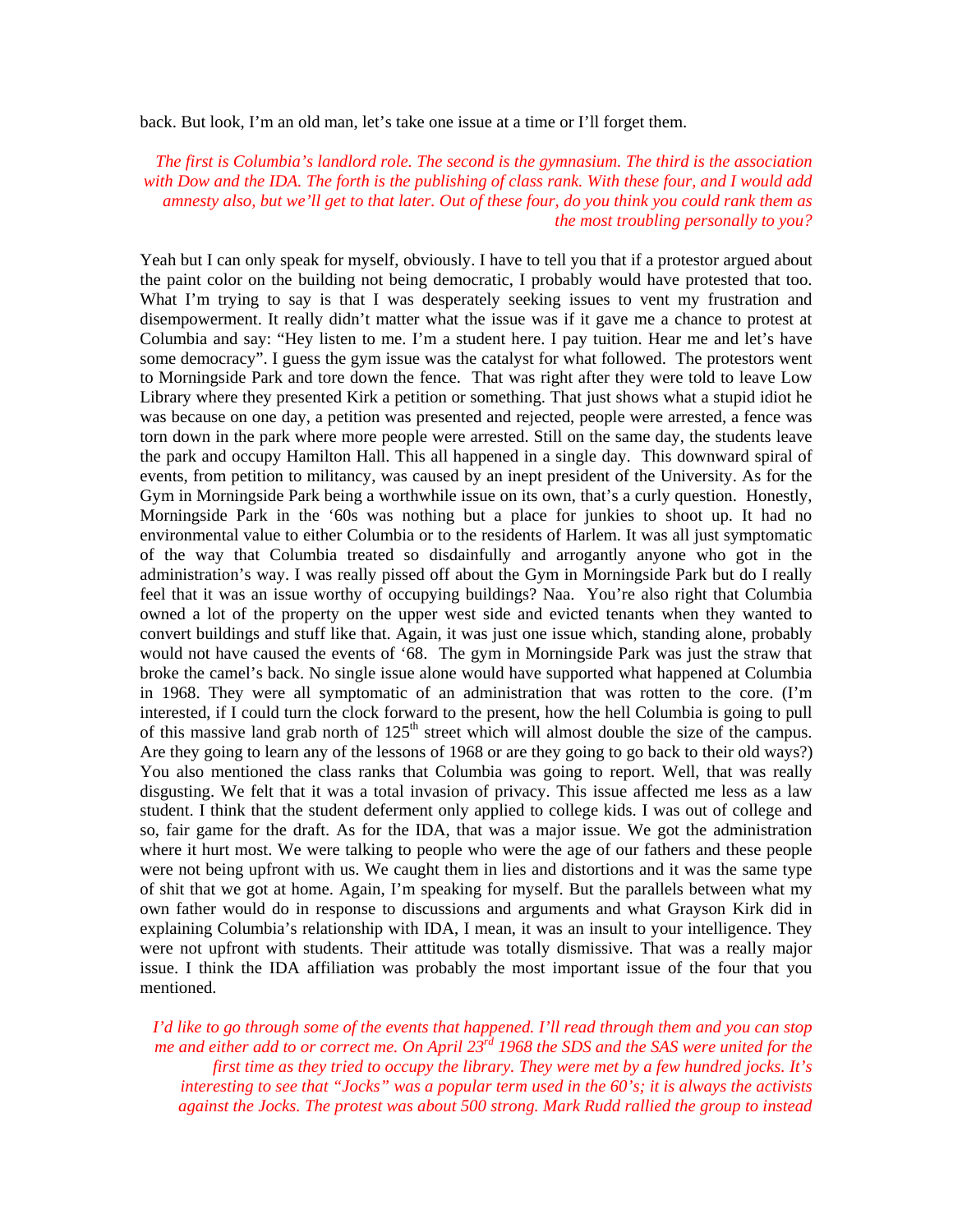back. But look, I'm an old man, let's take one issue at a time or I'll forget them.

*The first is Columbia's landlord role. The second is the gymnasium. The third is the association with Dow and the IDA. The forth is the publishing of class rank. With these four, and I would add amnesty also, but we'll get to that later. Out of these four, do you think you could rank them as the most troubling personally to you?*

Yeah but I can only speak for myself, obviously. I have to tell you that if a protestor argued about the paint color on the building not being democratic, I probably would have protested that too. What I'm trying to say is that I was desperately seeking issues to vent my frustration and disempowerment. It really didn't matter what the issue was if it gave me a chance to protest at Columbia and say: "Hey listen to me. I'm a student here. I pay tuition. Hear me and let's have some democracy". I guess the gym issue was the catalyst for what followed. The protestors went to Morningside Park and tore down the fence. That was right after they were told to leave Low Library where they presented Kirk a petition or something. That just shows what a stupid idiot he was because on one day, a petition was presented and rejected, people were arrested, a fence was torn down in the park where more people were arrested. Still on the same day, the students leave the park and occupy Hamilton Hall. This all happened in a single day. This downward spiral of events, from petition to militancy, was caused by an inept president of the University. As for the Gym in Morningside Park being a worthwhile issue on its own, that's a curly question. Honestly, Morningside Park in the '60s was nothing but a place for junkies to shoot up. It had no environmental value to either Columbia or to the residents of Harlem. It was all just symptomatic of the way that Columbia treated so disdainfully and arrogantly anyone who got in the administration's way. I was really pissed off about the Gym in Morningside Park but do I really feel that it was an issue worthy of occupying buildings? Naa. You're also right that Columbia owned a lot of the property on the upper west side and evicted tenants when they wanted to convert buildings and stuff like that. Again, it was just one issue which, standing alone, probably would not have caused the events of '68. The gym in Morningside Park was just the straw that broke the camel's back. No single issue alone would have supported what happened at Columbia in 1968. They were all symptomatic of an administration that was rotten to the core. (I'm interested, if I could turn the clock forward to the present, how the hell Columbia is going to pull of this massive land grab north of 125th street which will almost double the size of the campus. Are they going to learn any of the lessons of 1968 or are they going to go back to their old ways?) You also mentioned the class ranks that Columbia was going to report. Well, that was really disgusting. We felt that it was a total invasion of privacy. This issue affected me less as a law student. I think that the student deferment only applied to college kids. I was out of college and so, fair game for the draft. As for the IDA, that was a major issue. We got the administration where it hurt most. We were talking to people who were the age of our fathers and these people were not being upfront with us. We caught them in lies and distortions and it was the same type of shit that we got at home. Again, I'm speaking for myself. But the parallels between what my own father would do in response to discussions and arguments and what Grayson Kirk did in explaining Columbia's relationship with IDA, I mean, it was an insult to your intelligence. They were not upfront with students. Their attitude was totally dismissive. That was a really major issue. I think the IDA affiliation was probably the most important issue of the four that you mentioned.

*I'd like to go through some of the events that happened. I'll read through them and you can stop me and either add to or correct me. On April 23rd 1968 the SDS and the SAS were united for the first time as they tried to occupy the library. They were met by a few hundred jocks. It's interesting to see that "Jocks" was a popular term used in the 60's; it is always the activists against the Jocks. The protest was about 500 strong. Mark Rudd rallied the group to instead*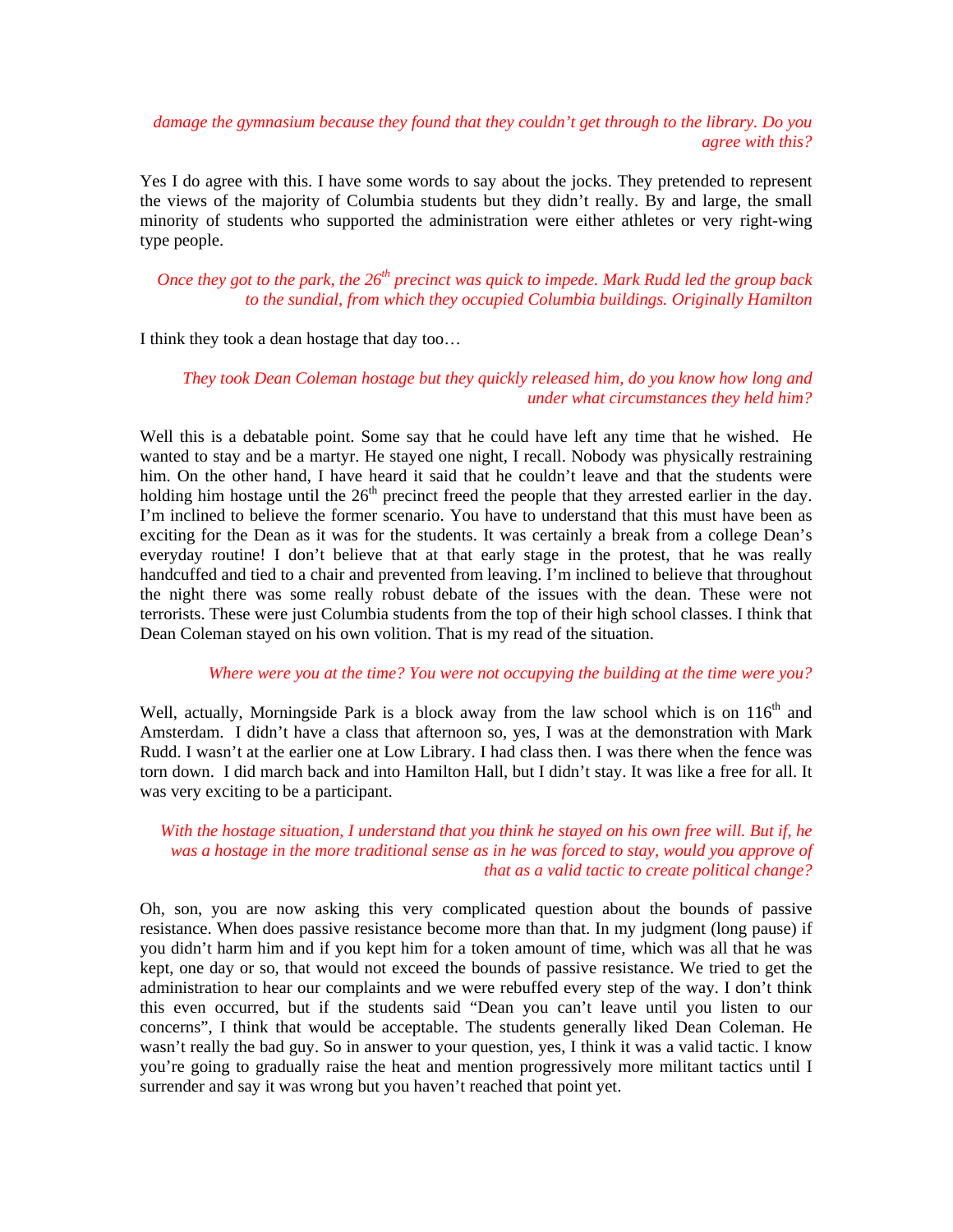*damage the gymnasium because they found that they couldn't get through to the library. Do you agree with this?*

Yes I do agree with this. I have some words to say about the jocks. They pretended to represent the views of the majority of Columbia students but they didn't really. By and large, the small minority of students who supported the administration were either athletes or very right-wing type people.

*Once they got to the park, the 26th precinct was quick to impede. Mark Rudd led the group back to the sundial, from which they occupied Columbia buildings. Originally Hamilton*

I think they took a dean hostage that day too…

*They took Dean Coleman hostage but they quickly released him, do you know how long and under what circumstances they held him?*

Well this is a debatable point. Some say that he could have left any time that he wished. He wanted to stay and be a martyr. He stayed one night, I recall. Nobody was physically restraining him. On the other hand, I have heard it said that he couldn't leave and that the students were holding him hostage until the 26th precinct freed the people that they arrested earlier in the day. I'm inclined to believe the former scenario. You have to understand that this must have been as exciting for the Dean as it was for the students. It was certainly a break from a college Dean's everyday routine! I don't believe that at that early stage in the protest, that he was really handcuffed and tied to a chair and prevented from leaving. I'm inclined to believe that throughout the night there was some really robust debate of the issues with the dean. These were not terrorists. These were just Columbia students from the top of their high school classes. I think that Dean Coleman stayed on his own volition. That is my read of the situation.

*Where were you at the time? You were not occupying the building at the time were you?*

Well, actually, Morningside Park is a block away from the law school which is on 116th and Amsterdam. I didn't have a class that afternoon so, yes, I was at the demonstration with Mark Rudd. I wasn't at the earlier one at Low Library. I had class then. I was there when the fence was torn down. I did march back and into Hamilton Hall, but I didn't stay. It was like a free for all. It was very exciting to be a participant.

*With the hostage situation, I understand that you think he stayed on his own free will. But if, he was a hostage in the more traditional sense as in he was forced to stay, would you approve of that as a valid tactic to create political change?*

Oh, son, you are now asking this very complicated question about the bounds of passive resistance. When does passive resistance become more than that. In my judgment (long pause) if you didn't harm him and if you kept him for a token amount of time, which was all that he was kept, one day or so, that would not exceed the bounds of passive resistance. We tried to get the administration to hear our complaints and we were rebuffed every step of the way. I don't think this even occurred, but if the students said "Dean you can't leave until you listen to our concerns", I think that would be acceptable. The students generally liked Dean Coleman. He wasn't really the bad guy. So in answer to your question, yes, I think it was a valid tactic. I know you're going to gradually raise the heat and mention progressively more militant tactics until I surrender and say it was wrong but you haven't reached that point yet.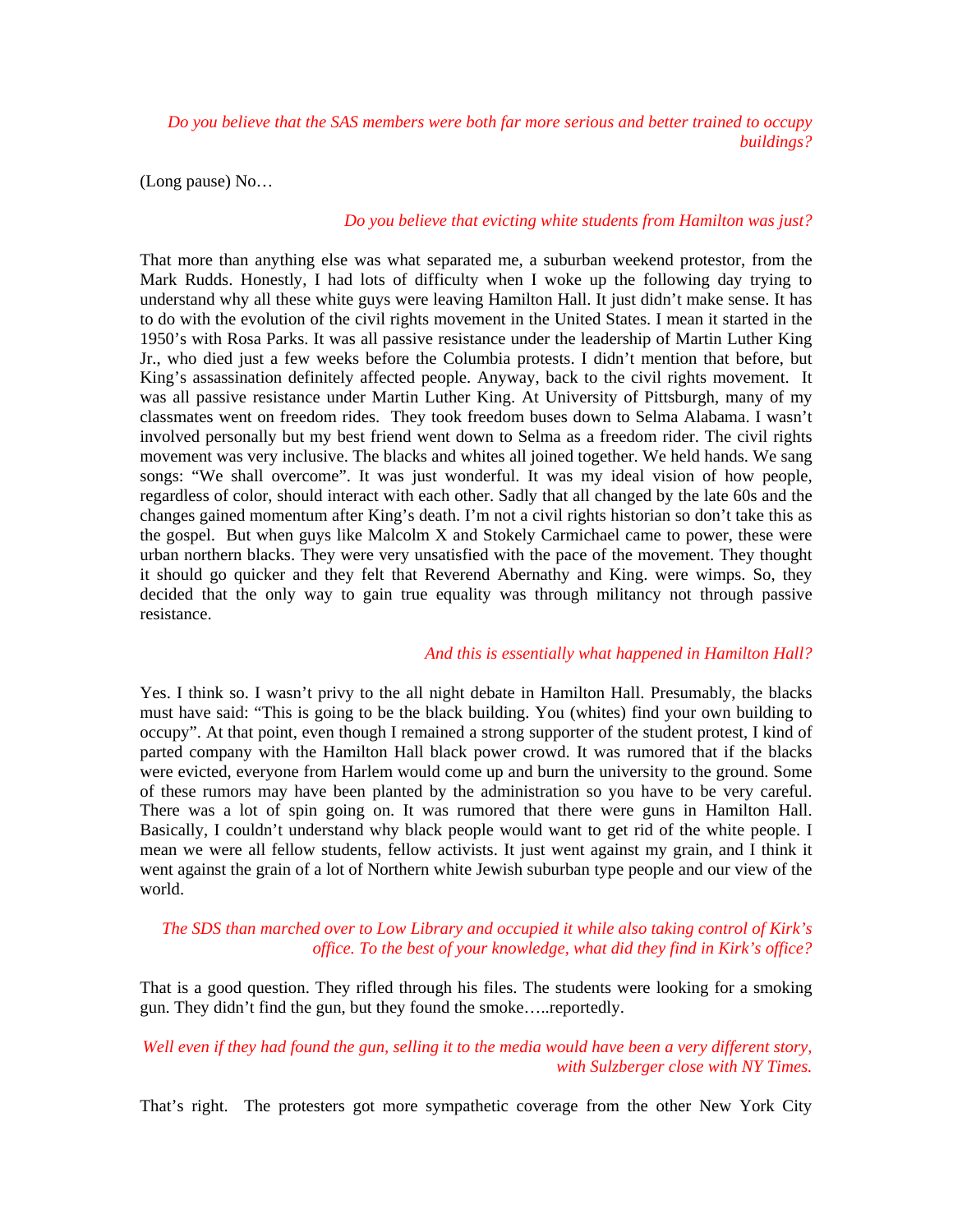*Do you believe that the SAS members were both far more serious and better trained to occupy buildings?*

(Long pause) No…

*Do you believe that evicting white students from Hamilton was just?*

That more than anything else was what separated me, a suburban weekend protestor, from the Mark Rudds. Honestly, I had lots of difficulty when I woke up the following day trying to understand why all these white guys were leaving Hamilton Hall. It just didn't make sense. It has to do with the evolution of the civil rights movement in the United States. I mean it started in the 1950's with Rosa Parks. It was all passive resistance under the leadership of Martin Luther King Jr., who died just a few weeks before the Columbia protests. I didn't mention that before, but King's assassination definitely affected people. Anyway, back to the civil rights movement. It was all passive resistance under Martin Luther King. At University of Pittsburgh, many of my classmates went on freedom rides. They took freedom buses down to Selma Alabama. I wasn't involved personally but my best friend went down to Selma as a freedom rider. The civil rights movement was very inclusive. The blacks and whites all joined together. We held hands. We sang songs: "We shall overcome". It was just wonderful. It was my ideal vision of how people, regardless of color, should interact with each other. Sadly that all changed by the late 60s and the changes gained momentum after King's death. I'm not a civil rights historian so don't take this as the gospel. But when guys like Malcolm X and Stokely Carmichael came to power, these were urban northern blacks. They were very unsatisfied with the pace of the movement. They thought it should go quicker and they felt that Reverend Abernathy and King. were wimps. So, they decided that the only way to gain true equality was through militancy not through passive resistance.

*And this is essentially what happened in Hamilton Hall?*

Yes. I think so. I wasn't privy to the all night debate in Hamilton Hall. Presumably, the blacks must have said: "This is going to be the black building. You (whites) find your own building to occupy". At that point, even though I remained a strong supporter of the student protest, I kind of parted company with the Hamilton Hall black power crowd. It was rumored that if the blacks were evicted, everyone from Harlem would come up and burn the university to the ground. Some of these rumors may have been planted by the administration so you have to be very careful. There was a lot of spin going on. It was rumored that there were guns in Hamilton Hall. Basically, I couldn't understand why black people would want to get rid of the white people. I mean we were all fellow students, fellow activists. It just went against my grain, and I think it went against the grain of a lot of Northern white Jewish suburban type people and our view of the world.

*The SDS than marched over to Low Library and occupied it while also taking control of Kirk's office. To the best of your knowledge, what did they find in Kirk's office?*

That is a good question. They rifled through his files. The students were looking for a smoking gun. They didn't find the gun, but they found the smoke…..reportedly.

*Well even if they had found the gun, selling it to the media would have been a very different story, with Sulzberger close with NY Times.*

That's right. The protesters got more sympathetic coverage from the other New York City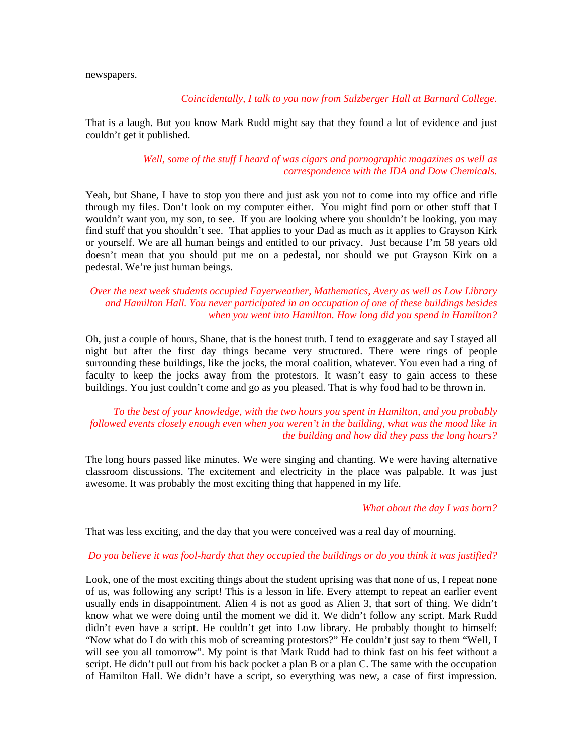newspapers.

*Coincidentally, I talk to you now from Sulzberger Hall at Barnard College.*

That is a laugh. But you know Mark Rudd might say that they found a lot of evidence and just couldn't get it published.

*Well, some of the stuff I heard of was cigars and pornographic magazines as well as correspondence with the IDA and Dow Chemicals.*

Yeah, but Shane, I have to stop you there and just ask you not to come into my office and rifle through my files. Don't look on my computer either. You might find porn or other stuff that I wouldn't want you, my son, to see. If you are looking where you shouldn't be looking, you may find stuff that you shouldn't see. That applies to your Dad as much as it applies to Grayson Kirk or yourself. We are all human beings and entitled to our privacy. Just because I'm 58 years old doesn't mean that you should put me on a pedestal, nor should we put Grayson Kirk on a pedestal. We're just human beings.

*Over the next week students occupied Fayerweather, Mathematics, Avery as well as Low Library and Hamilton Hall. You never participated in an occupation of one of these buildings besides when you went into Hamilton. How long did you spend in Hamilton?*

Oh, just a couple of hours, Shane, that is the honest truth. I tend to exaggerate and say I stayed all night but after the first day things became very structured. There were rings of people surrounding these buildings, like the jocks, the moral coalition, whatever. You even had a ring of faculty to keep the jocks away from the protestors. It wasn't easy to gain access to these buildings. You just couldn't come and go as you pleased. That is why food had to be thrown in.

*To the best of your knowledge, with the two hours you spent in Hamilton, and you probably followed events closely enough even when you weren't in the building, what was the mood like in the building and how did they pass the long hours?*

The long hours passed like minutes. We were singing and chanting. We were having alternative classroom discussions. The excitement and electricity in the place was palpable. It was just awesome. It was probably the most exciting thing that happened in my life.

*What about the day I was born?*

That was less exciting, and the day that you were conceived was a real day of mourning.

*Do you believe it was fool-hardy that they occupied the buildings or do you think it was justified?*

Look, one of the most exciting things about the student uprising was that none of us, I repeat none of us, was following any script! This is a lesson in life. Every attempt to repeat an earlier event usually ends in disappointment. Alien 4 is not as good as Alien 3, that sort of thing. We didn't know what we were doing until the moment we did it. We didn't follow any script. Mark Rudd didn't even have a script. He couldn't get into Low library. He probably thought to himself: "Now what do I do with this mob of screaming protestors?" He couldn't just say to them "Well, I will see you all tomorrow". My point is that Mark Rudd had to think fast on his feet without a script. He didn't pull out from his back pocket a plan B or a plan C. The same with the occupation of Hamilton Hall. We didn't have a script, so everything was new, a case of first impression.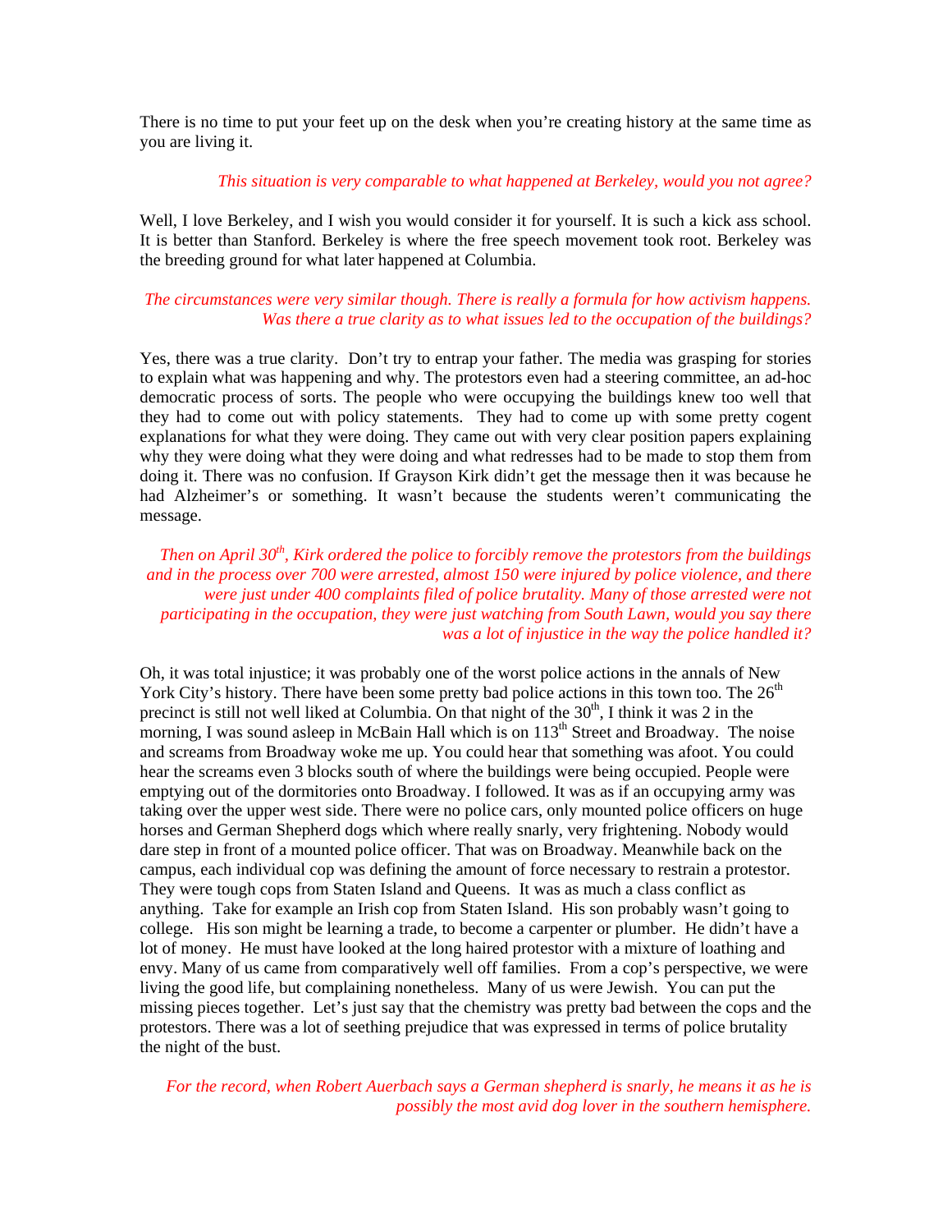There is no time to put your feet up on the desk when you're creating history at the same time as you are living it.

*This situation is very comparable to what happened at Berkeley, would you not agree?*

Well, I love Berkeley, and I wish you would consider it for yourself. It is such a kick ass school. It is better than Stanford. Berkeley is where the free speech movement took root. Berkeley was the breeding ground for what later happened at Columbia.

*The circumstances were very similar though. There is really a formula for how activism happens. Was there a true clarity as to what issues led to the occupation of the buildings?*

Yes, there was a true clarity. Don't try to entrap your father. The media was grasping for stories to explain what was happening and why. The protestors even had a steering committee, an ad-hoc democratic process of sorts. The people who were occupying the buildings knew too well that they had to come out with policy statements. They had to come up with some pretty cogent explanations for what they were doing. They came out with very clear position papers explaining why they were doing what they were doing and what redresses had to be made to stop them from doing it. There was no confusion. If Grayson Kirk didn't get the message then it was because he had Alzheimer's or something. It wasn't because the students weren't communicating the message.

*Then on April 30th, Kirk ordered the police to forcibly remove the protestors from the buildings and in the process over 700 were arrested, almost 150 were injured by police violence, and there were just under 400 complaints filed of police brutality. Many of those arrested were not participating in the occupation, they were just watching from South Lawn, would you say there was a lot of injustice in the way the police handled it?*

Oh, it was total injustice; it was probably one of the worst police actions in the annals of New York City's history. There have been some pretty bad police actions in this town too. The 26th precinct is still not well liked at Columbia. On that night of the 30th, I think it was 2 in the morning, I was sound asleep in McBain Hall which is on 113th Street and Broadway. The noise and screams from Broadway woke me up. You could hear that something was afoot. You could hear the screams even 3 blocks south of where the buildings were being occupied. People were emptying out of the dormitories onto Broadway. I followed. It was as if an occupying army was taking over the upper west side. There were no police cars, only mounted police officers on huge horses and German Shepherd dogs which where really snarly, very frightening. Nobody would dare step in front of a mounted police officer. That was on Broadway. Meanwhile back on the campus, each individual cop was defining the amount of force necessary to restrain a protestor. They were tough cops from Staten Island and Queens. It was as much a class conflict as anything. Take for example an Irish cop from Staten Island. His son probably wasn't going to college. His son might be learning a trade, to become a carpenter or plumber. He didn't have a lot of money. He must have looked at the long haired protestor with a mixture of loathing and envy. Many of us came from comparatively well off families. From a cop's perspective, we were living the good life, but complaining nonetheless. Many of us were Jewish. You can put the missing pieces together. Let's just say that the chemistry was pretty bad between the cops and the protestors. There was a lot of seething prejudice that was expressed in terms of police brutality the night of the bust.

*For the record, when Robert Auerbach says a German shepherd is snarly, he means it as he is possibly the most avid dog lover in the southern hemisphere.*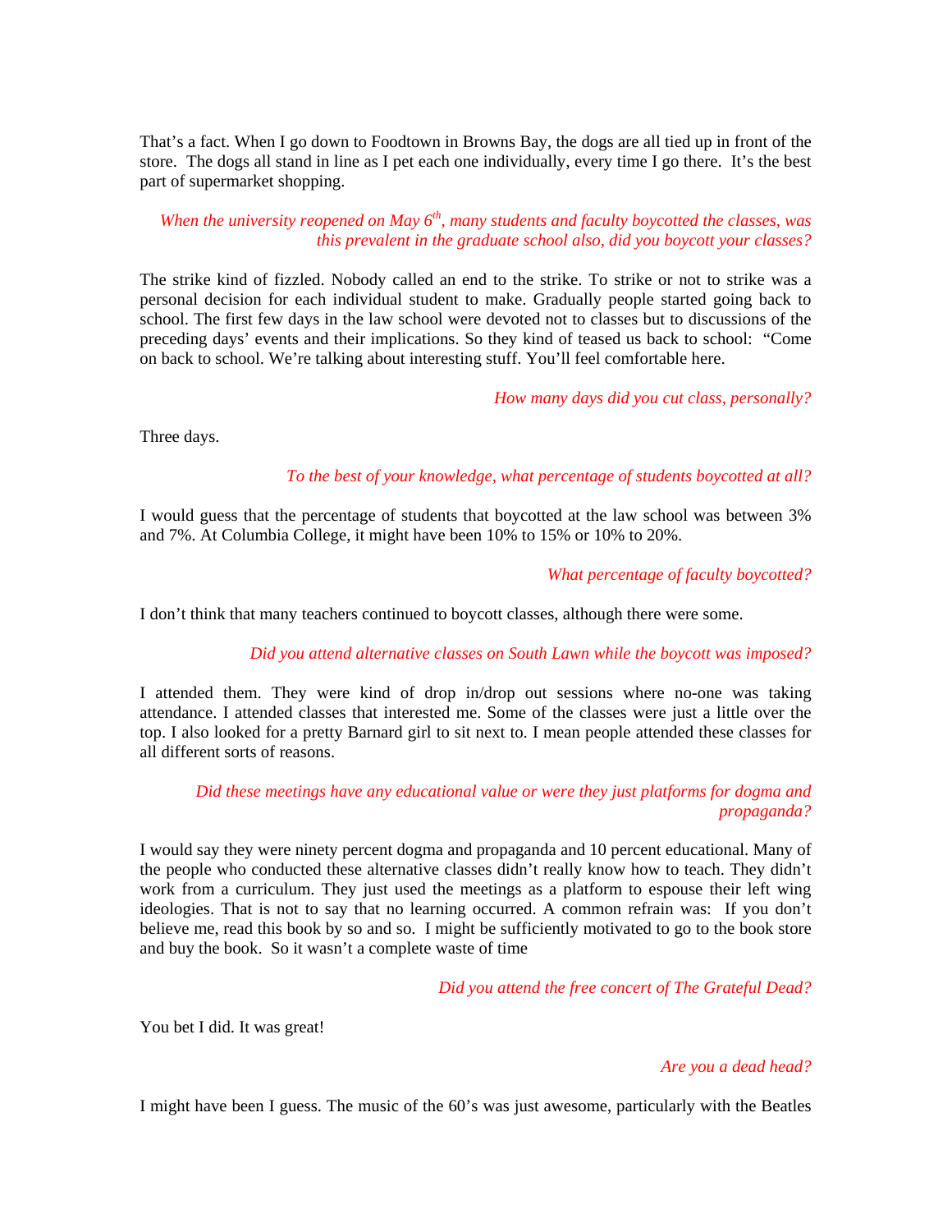That's a fact. When I go down to Foodtown in Browns Bay, the dogs are all tied up in front of the store. The dogs all stand in line as I pet each one individually, every time I go there. It's the best part of supermarket shopping.

*When the university reopened on May 6th, many students and faculty boycotted the classes, was this prevalent in the graduate school also, did you boycott your classes?*

The strike kind of fizzled. Nobody called an end to the strike. To strike or not to strike was a personal decision for each individual student to make. Gradually people started going back to school. The first few days in the law school were devoted not to classes but to discussions of the preceding days' events and their implications. So they kind of teased us back to school: "Come on back to school. We're talking about interesting stuff. You'll feel comfortable here.

*How many days did you cut class, personally?*

Three days.

*To the best of your knowledge, what percentage of students boycotted at all?*

I would guess that the percentage of students that boycotted at the law school was between 3% and 7%. At Columbia College, it might have been 10% to 15% or 10% to 20%.

*What percentage of faculty boycotted?*

I don't think that many teachers continued to boycott classes, although there were some.

*Did you attend alternative classes on South Lawn while the boycott was imposed?*

I attended them. They were kind of drop in/drop out sessions where no-one was taking attendance. I attended classes that interested me. Some of the classes were just a little over the top. I also looked for a pretty Barnard girl to sit next to. I mean people attended these classes for all different sorts of reasons.

*Did these meetings have any educational value or were they just platforms for dogma and propaganda?*

I would say they were ninety percent dogma and propaganda and 10 percent educational. Many of the people who conducted these alternative classes didn't really know how to teach. They didn't work from a curriculum. They just used the meetings as a platform to espouse their left wing ideologies. That is not to say that no learning occurred. A common refrain was: If you don't believe me, read this book by so and so. I might be sufficiently motivated to go to the book store and buy the book. So it wasn't a complete waste of time

*Did you attend the free concert of The Grateful Dead?*

You bet I did. It was great!

*Are you a dead head?*

I might have been I guess. The music of the 60's was just awesome, particularly with the Beatles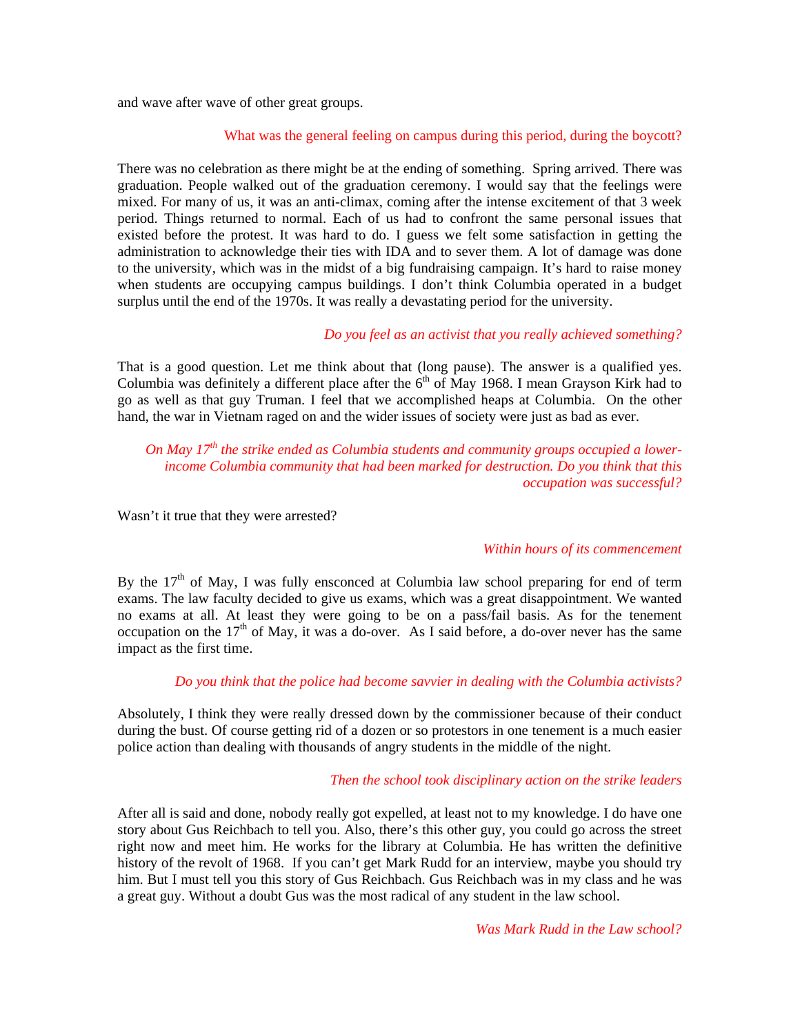and wave after wave of other great groups.

*What was the general feeling on campus during this period, during the boycott?*

There was no celebration as there might be at the ending of something. Spring arrived. There was graduation. People walked out of the graduation ceremony. I would say that the feelings were mixed. For many of us, it was an anti-climax, coming after the intense excitement of that 3 week period. Things returned to normal. Each of us had to confront the same personal issues that existed before the protest. It was hard to do. I guess we felt some satisfaction in getting the administration to acknowledge their ties with IDA and to sever them. A lot of damage was done to the university, which was in the midst of a big fundraising campaign. It's hard to raise money when students are occupying campus buildings. I don't think Columbia operated in a budget surplus until the end of the 1970s. It was really a devastating period for the university.

*Do you feel as an activist that you really achieved something?*

That is a good question. Let me think about that (long pause). The answer is a qualified yes. Columbia was definitely a different place after the 6th of May 1968. I mean Grayson Kirk had to go as well as that guy Truman. I feel that we accomplished heaps at Columbia. On the other hand, the war in Vietnam raged on and the wider issues of society were just as bad as ever.

*On May 17th the strike ended as Columbia students and community groups occupied a lower-income Columbia community that had been marked for destruction. Do you think that this occupation was successful?*

Wasn't it true that they were arrested?

*Within hours of its commencement*

By the 17th of May, I was fully ensconced at Columbia law school preparing for end of term exams. The law faculty decided to give us exams, which was a great disappointment. We wanted no exams at all. At least they were going to be on a pass/fail basis. As for the tenement occupation on the 17th of May, it was a do-over. As I said before, a do-over never has the same impact as the first time.

*Do you think that the police had become savvier in dealing with the Columbia activists?*

Absolutely, I think they were really dressed down by the commissioner because of their conduct during the bust. Of course getting rid of a dozen or so protestors in one tenement is a much easier police action than dealing with thousands of angry students in the middle of the night.

*Then the school took disciplinary action on the strike leaders*

After all is said and done, nobody really got expelled, at least not to my knowledge. I do have one story about Gus Reichbach to tell you. Also, there's this other guy, you could go across the street right now and meet him. He works for the library at Columbia. He has written the definitive history of the revolt of 1968. If you can't get Mark Rudd for an interview, maybe you should try him. But I must tell you this story of Gus Reichbach. Gus Reichbach was in my class and he was a great guy. Without a doubt Gus was the most radical of any student in the law school.

*Was Mark Rudd in the Law school?*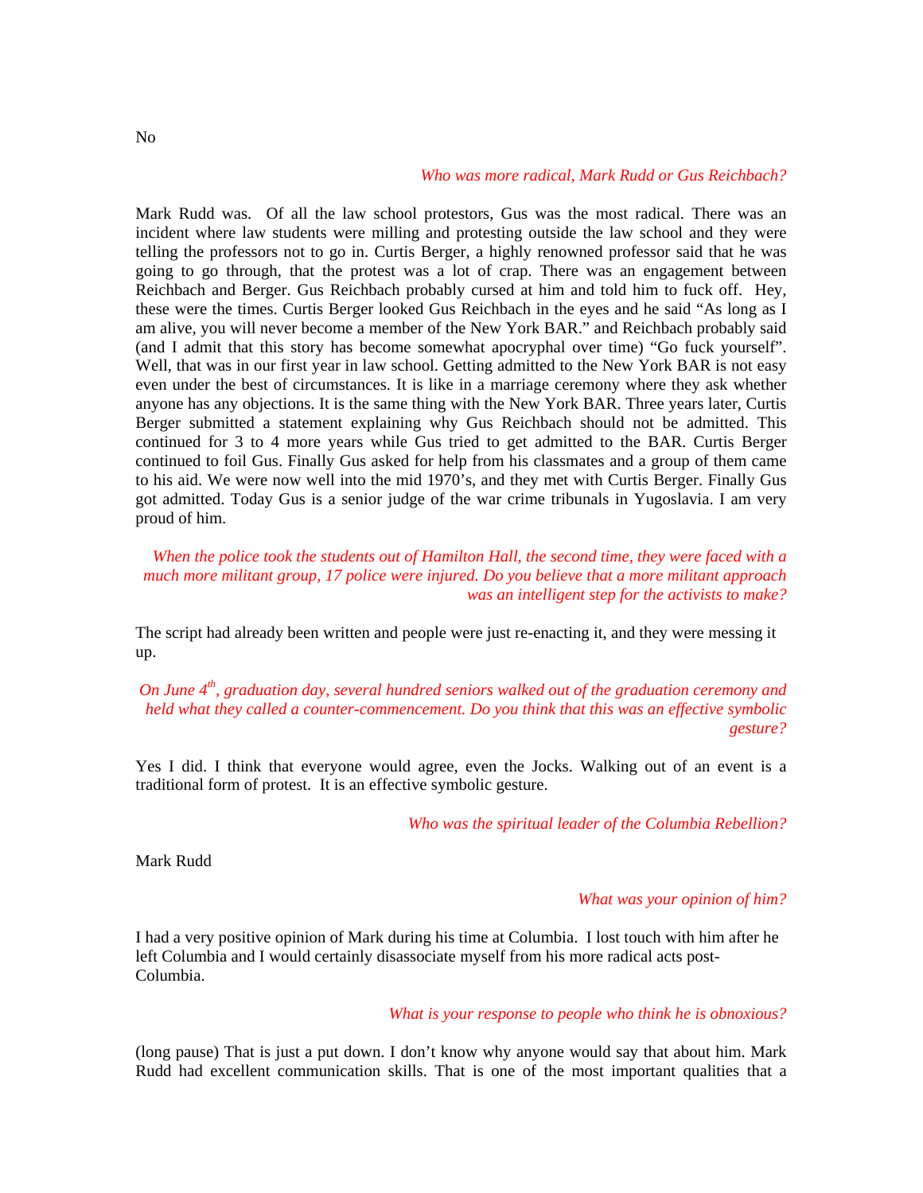No

*Who was more radical, Mark Rudd or Gus Reichbach?*

Mark Rudd was. Of all the law school protestors, Gus was the most radical. There was an incident where law students were milling and protesting outside the law school and they were telling the professors not to go in. Curtis Berger, a highly renowned professor said that he was going to go through, that the protest was a lot of crap. There was an engagement between Reichbach and Berger. Gus Reichbach probably cursed at him and told him to fuck off. Hey, these were the times. Curtis Berger looked Gus Reichbach in the eyes and he said "As long as I am alive, you will never become a member of the New York BAR." and Reichbach probably said (and I admit that this story has become somewhat apocryphal over time) "Go fuck yourself". Well, that was in our first year in law school. Getting admitted to the New York BAR is not easy even under the best of circumstances. It is like in a marriage ceremony where they ask whether anyone has any objections. It is the same thing with the New York BAR. Three years later, Curtis Berger submitted a statement explaining why Gus Reichbach should not be admitted. This continued for 3 to 4 more years while Gus tried to get admitted to the BAR. Curtis Berger continued to foil Gus. Finally Gus asked for help from his classmates and a group of them came to his aid. We were now well into the mid 1970's, and they met with Curtis Berger. Finally Gus got admitted. Today Gus is a senior judge of the war crime tribunals in Yugoslavia. I am very proud of him.

*When the police took the students out of Hamilton Hall, the second time, they were faced with a much more militant group, 17 police were injured. Do you believe that a more militant approach was an intelligent step for the activists to make?*

The script had already been written and people were just re-enacting it, and they were messing it up.

*On June 4th, graduation day, several hundred seniors walked out of the graduation ceremony and held what they called a counter-commencement. Do you think that this was an effective symbolic gesture?*

Yes I did. I think that everyone would agree, even the Jocks. Walking out of an event is a traditional form of protest. It is an effective symbolic gesture.

*Who was the spiritual leader of the Columbia Rebellion?*

Mark Rudd

*What was your opinion of him?*

I had a very positive opinion of Mark during his time at Columbia. I lost touch with him after he left Columbia and I would certainly disassociate myself from his more radical acts post-Columbia.

*What is your response to people who think he is obnoxious?*

(long pause) That is just a put down. I don't know why anyone would say that about him. Mark Rudd had excellent communication skills. That is one of the most important qualities that a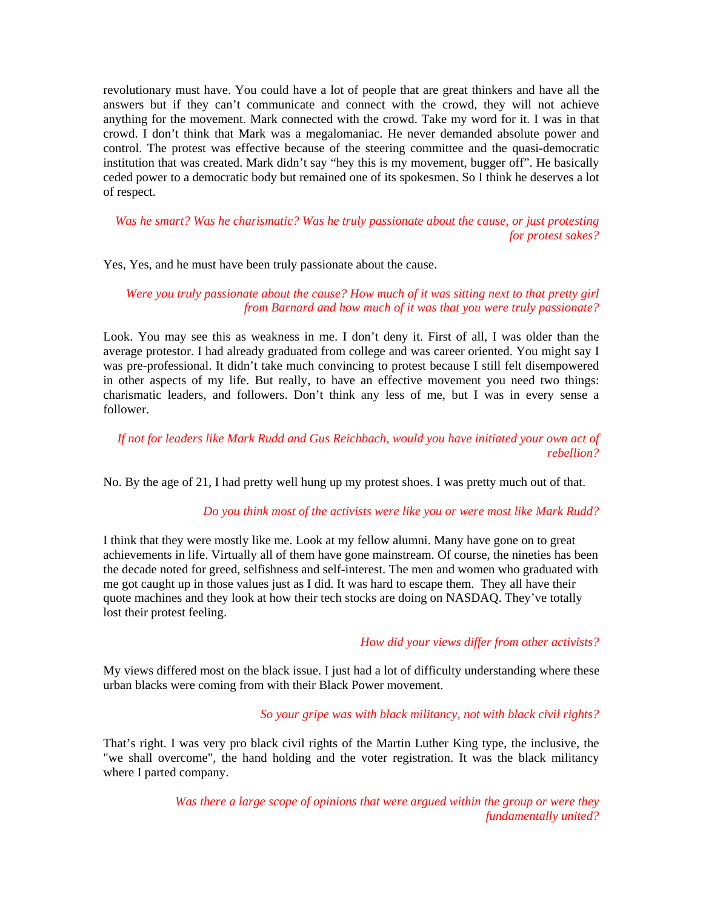revolutionary must have. You could have a lot of people that are great thinkers and have all the answers but if they can't communicate and connect with the crowd, they will not achieve anything for the movement. Mark connected with the crowd. Take my word for it. I was in that crowd. I don't think that Mark was a megalomaniac. He never demanded absolute power and control. The protest was effective because of the steering committee and the quasi-democratic institution that was created. Mark didn't say "hey this is my movement, bugger off". He basically ceded power to a democratic body but remained one of its spokesmen. So I think he deserves a lot of respect.

*Was he smart? Was he charismatic? Was he truly passionate about the cause, or just protesting for protest sakes?*

Yes, Yes, and he must have been truly passionate about the cause.

*Were you truly passionate about the cause? How much of it was sitting next to that pretty girl from Barnard and how much of it was that you were truly passionate?*

Look. You may see this as weakness in me. I don't deny it. First of all, I was older than the average protestor. I had already graduated from college and was career oriented. You might say I was pre-professional. It didn't take much convincing to protest because I still felt disempowered in other aspects of my life. But really, to have an effective movement you need two things: charismatic leaders, and followers. Don't think any less of me, but I was in every sense a follower.

*If not for leaders like Mark Rudd and Gus Reichbach, would you have initiated your own act of rebellion?*

No. By the age of 21, I had pretty well hung up my protest shoes. I was pretty much out of that.

*Do you think most of the activists were like you or were most like Mark Rudd?*

I think that they were mostly like me. Look at my fellow alumni. Many have gone on to great achievements in life. Virtually all of them have gone mainstream. Of course, the nineties has been the decade noted for greed, selfishness and self-interest. The men and women who graduated with me got caught up in those values just as I did. It was hard to escape them. They all have their quote machines and they look at how their tech stocks are doing on NASDAQ. They've totally lost their protest feeling.

*How did your views differ from other activists?*

My views differed most on the black issue. I just had a lot of difficulty understanding where these urban blacks were coming from with their Black Power movement.

*So your gripe was with black militancy, not with black civil rights?*

That's right. I was very pro black civil rights of the Martin Luther King type, the inclusive, the "we shall overcome", the hand holding and the voter registration. It was the black militancy where I parted company.

*Was there a large scope of opinions that were argued within the group or were they fundamentally united?*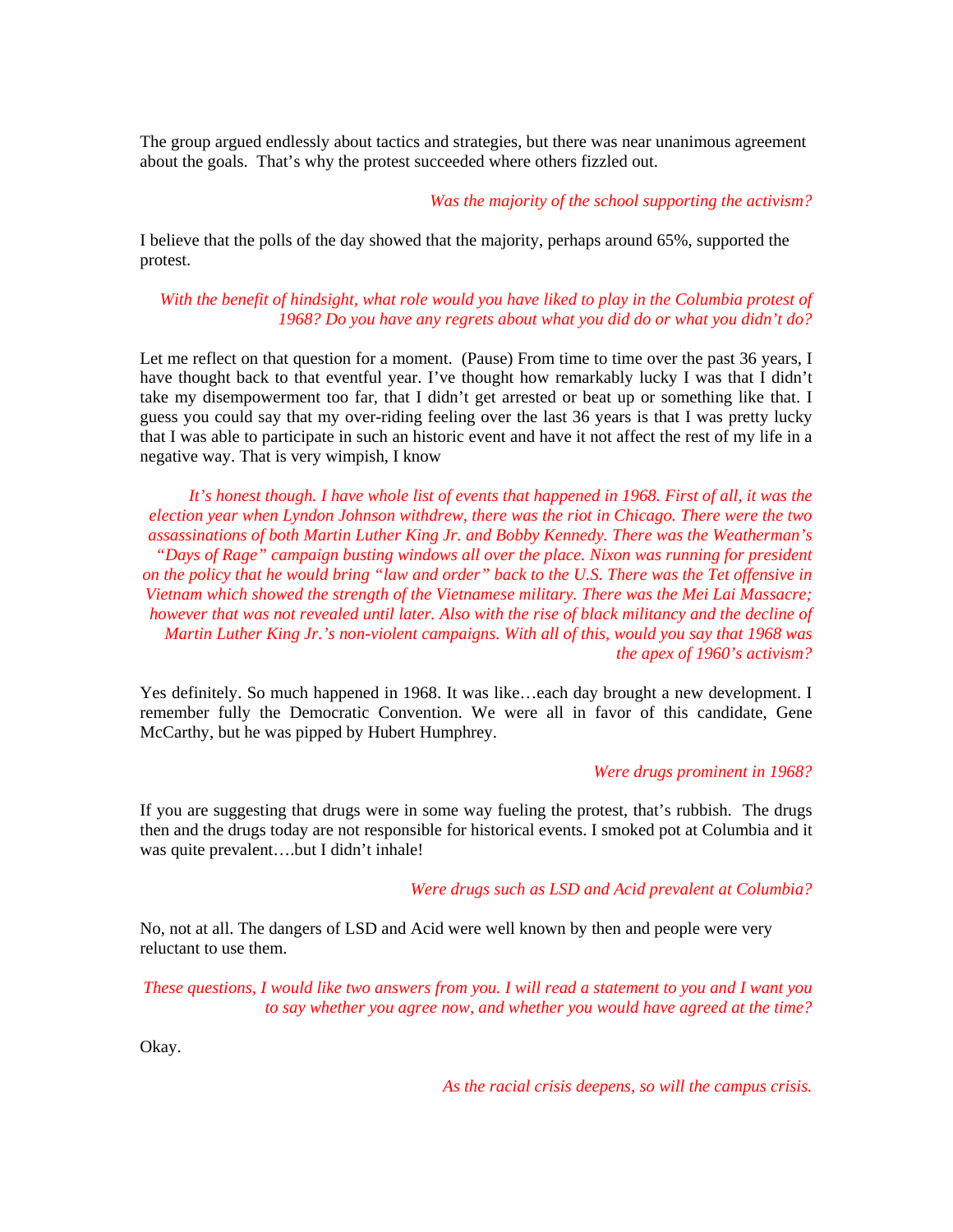The group argued endlessly about tactics and strategies, but there was near unanimous agreement about the goals. That's why the protest succeeded where others fizzled out.

*Was the majority of the school supporting the activism?*

I believe that the polls of the day showed that the majority, perhaps around 65%, supported the protest.

*With the benefit of hindsight, what role would you have liked to play in the Columbia protest of 1968? Do you have any regrets about what you did do or what you didn't do?*

Let me reflect on that question for a moment. (Pause) From time to time over the past 36 years, I have thought back to that eventful year. I've thought how remarkably lucky I was that I didn't take my disempowerment too far, that I didn't get arrested or beat up or something like that. I guess you could say that my over-riding feeling over the last 36 years is that I was pretty lucky that I was able to participate in such an historic event and have it not affect the rest of my life in a negative way. That is very wimpish, I know

*It's honest though. I have whole list of events that happened in 1968. First of all, it was the election year when Lyndon Johnson withdrew, there was the riot in Chicago. There were the two assassinations of both Martin Luther King Jr. and Bobby Kennedy. There was the Weatherman's "Days of Rage" campaign busting windows all over the place. Nixon was running for president on the policy that he would bring "law and order" back to the U.S. There was the Tet offensive in Vietnam which showed the strength of the Vietnamese military. There was the Mei Lai Massacre; however that was not revealed until later. Also with the rise of black militancy and the decline of Martin Luther King Jr.'s non-violent campaigns. With all of this, would you say that 1968 was the apex of 1960's activism?*

Yes definitely. So much happened in 1968. It was like…each day brought a new development. I remember fully the Democratic Convention. We were all in favor of this candidate, Gene McCarthy, but he was pipped by Hubert Humphrey.

*Were drugs prominent in 1968?*

If you are suggesting that drugs were in some way fueling the protest, that's rubbish. The drugs then and the drugs today are not responsible for historical events. I smoked pot at Columbia and it was quite prevalent….but I didn't inhale!

*Were drugs such as LSD and Acid prevalent at Columbia?*

No, not at all. The dangers of LSD and Acid were well known by then and people were very reluctant to use them.

*These questions, I would like two answers from you. I will read a statement to you and I want you to say whether you agree now, and whether you would have agreed at the time?*

Okay.

*As the racial crisis deepens, so will the campus crisis.*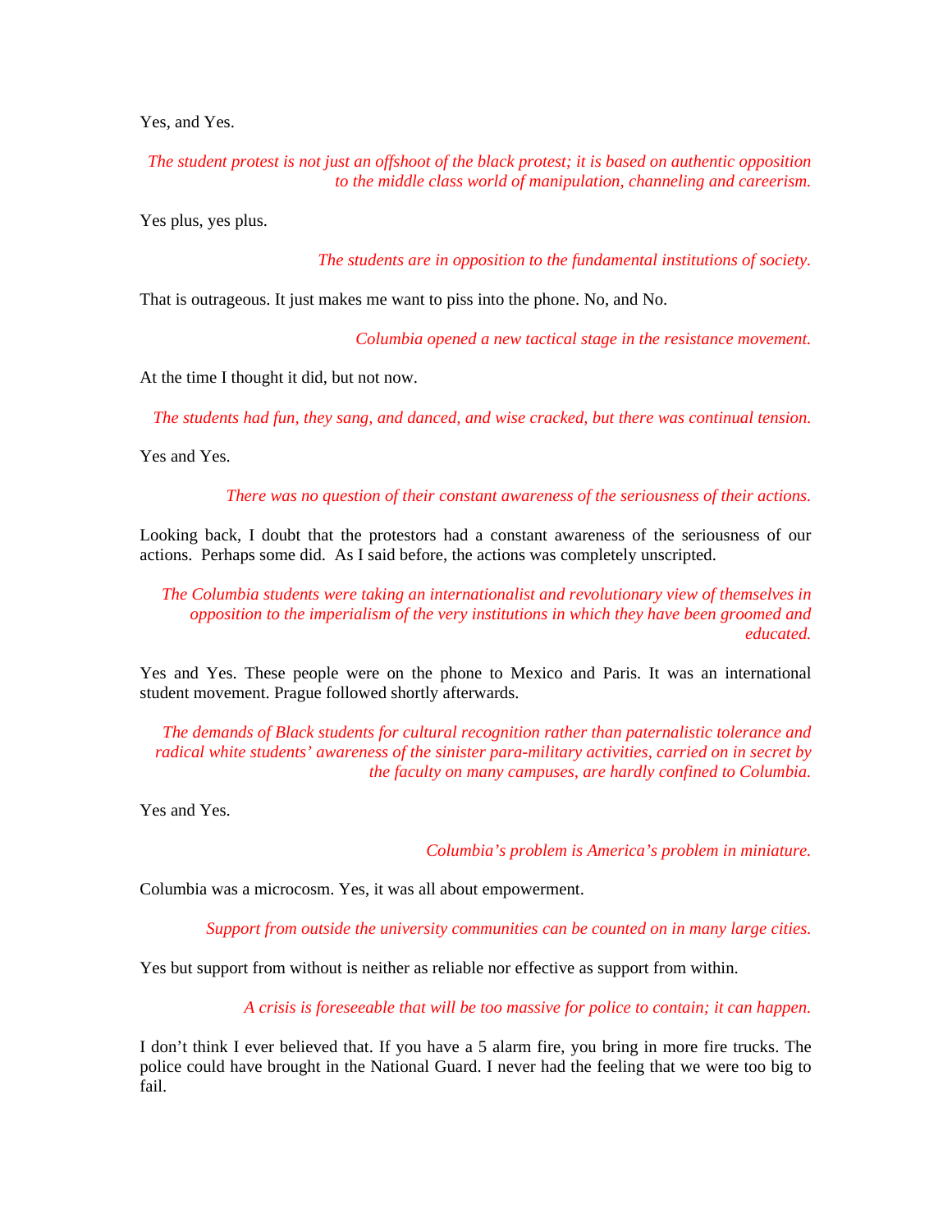Yes, and Yes.

*The student protest is not just an offshoot of the black protest; it is based on authentic opposition to the middle class world of manipulation, channeling and careerism.*

Yes plus, yes plus.

*The students are in opposition to the fundamental institutions of society.*

That is outrageous. It just makes me want to piss into the phone. No, and No.

*Columbia opened a new tactical stage in the resistance movement.*

At the time I thought it did, but not now.

*The students had fun, they sang, and danced, and wise cracked, but there was continual tension.*

Yes and Yes.

*There was no question of their constant awareness of the seriousness of their actions.*

Looking back, I doubt that the protestors had a constant awareness of the seriousness of our actions. Perhaps some did. As I said before, the actions was completely unscripted.

*The Columbia students were taking an internationalist and revolutionary view of themselves in opposition to the imperialism of the very institutions in which they have been groomed and educated.*

Yes and Yes. These people were on the phone to Mexico and Paris. It was an international student movement. Prague followed shortly afterwards.

*The demands of Black students for cultural recognition rather than paternalistic tolerance and radical white students' awareness of the sinister para-military activities, carried on in secret by the faculty on many campuses, are hardly confined to Columbia.*

Yes and Yes.

*Columbia's problem is America's problem in miniature.*

Columbia was a microcosm. Yes, it was all about empowerment.

*Support from outside the university communities can be counted on in many large cities.*

Yes but support from without is neither as reliable nor effective as support from within.

*A crisis is foreseeable that will be too massive for police to contain; it can happen.*

I don't think I ever believed that. If you have a 5 alarm fire, you bring in more fire trucks. The police could have brought in the National Guard. I never had the feeling that we were too big to fail.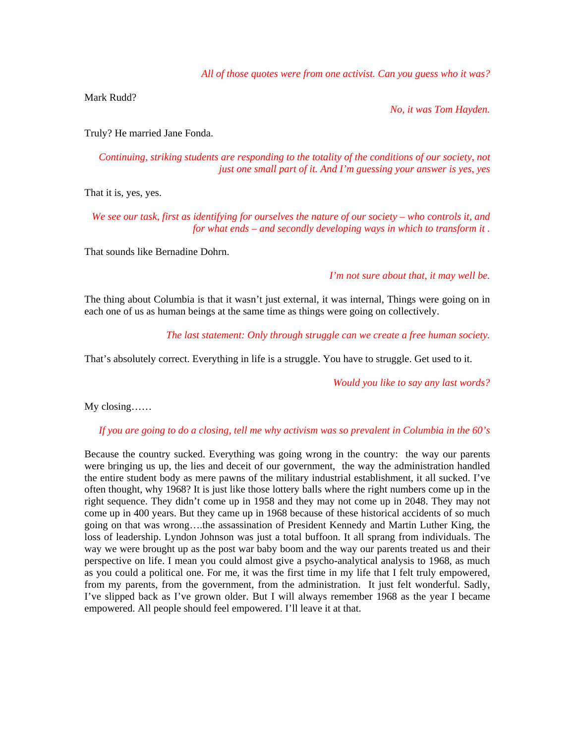*All of those quotes were from one activist. Can you guess who it was?*

Mark Rudd?

*No, it was Tom Hayden.*

Truly? He married Jane Fonda.

*Continuing, striking students are responding to the totality of the conditions of our society, not just one small part of it. And I'm guessing your answer is yes, yes*

That it is, yes, yes.

*We see our task, first as identifying for ourselves the nature of our society – who controls it, and for what ends – and secondly developing ways in which to transform it .*

That sounds like Bernadine Dohrn.

*I'm not sure about that, it may well be.*

The thing about Columbia is that it wasn't just external, it was internal, Things were going on in each one of us as human beings at the same time as things were going on collectively.

*The last statement: Only through struggle can we create a free human society.*

That's absolutely correct. Everything in life is a struggle. You have to struggle. Get used to it.

*Would you like to say any last words?*

My closing……

*If you are going to do a closing, tell me why activism was so prevalent in Columbia in the 60's*

Because the country sucked. Everything was going wrong in the country: the way our parents were bringing us up, the lies and deceit of our government, the way the administration handled the entire student body as mere pawns of the military industrial establishment, it all sucked. I've often thought, why 1968? It is just like those lottery balls where the right numbers come up in the right sequence. They didn't come up in 1958 and they may not come up in 2048. They may not come up in 400 years. But they came up in 1968 because of these historical accidents of so much going on that was wrong….the assassination of President Kennedy and Martin Luther King, the loss of leadership. Lyndon Johnson was just a total buffoon. It all sprang from individuals. The way we were brought up as the post war baby boom and the way our parents treated us and their perspective on life. I mean you could almost give a psycho-analytical analysis to 1968, as much as you could a political one. For me, it was the first time in my life that I felt truly empowered, from my parents, from the government, from the administration. It just felt wonderful. Sadly, I've slipped back as I've grown older. But I will always remember 1968 as the year I became empowered. All people should feel empowered. I'll leave it at that.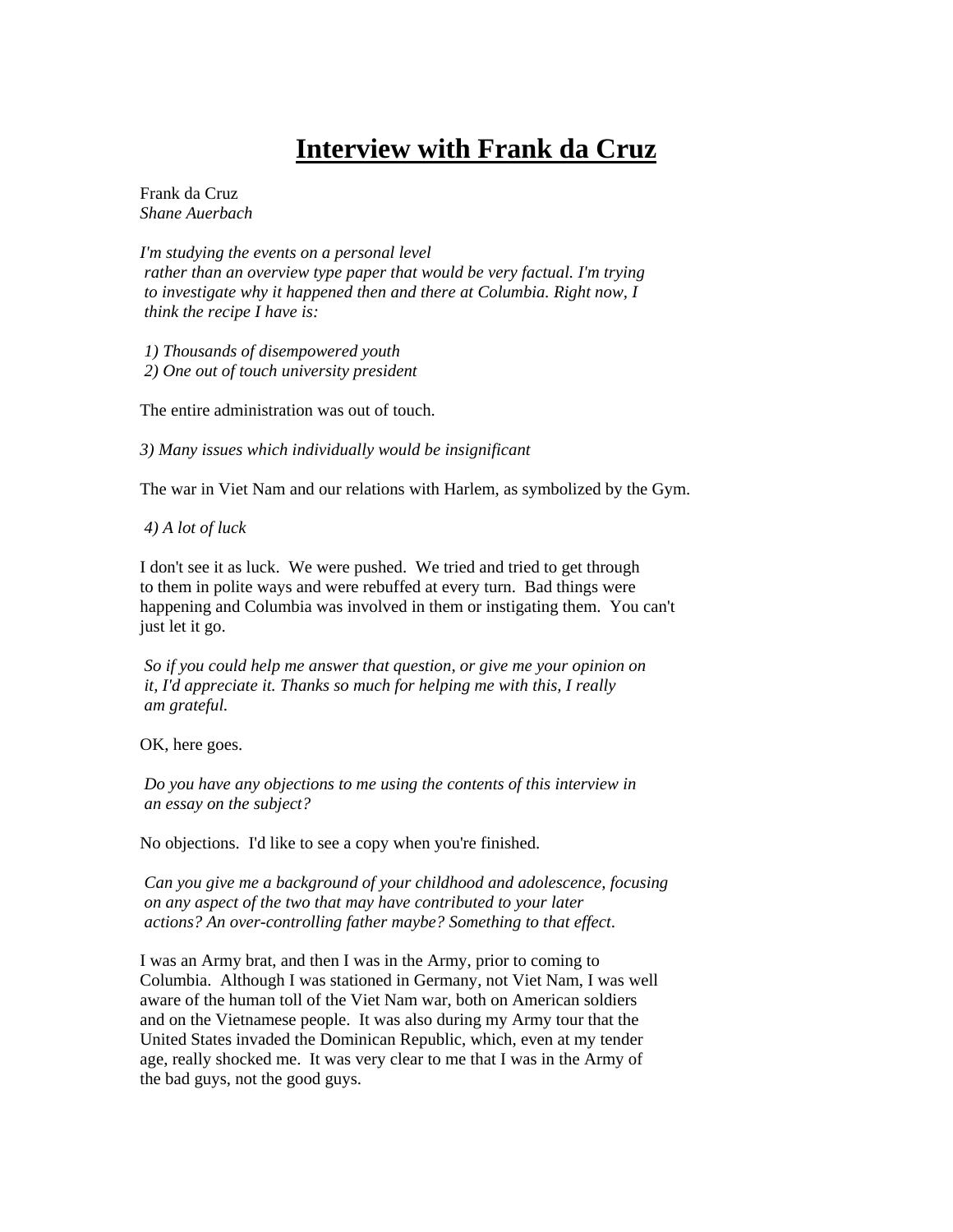# Interview with Frank da Cruz

Frank da Cruz
*Shane Auerbach*

*I'm studying the events on a personal level rather than an overview type paper that would be very factual. I'm trying to investigate why it happened then and there at Columbia. Right now, I think the recipe I have is:*

*1) Thousands of disempowered youth*
*2) One out of touch university president*

The entire administration was out of touch.

*3) Many issues which individually would be insignificant*

The war in Viet Nam and our relations with Harlem, as symbolized by the Gym.

*4) A lot of luck*

I don't see it as luck. We were pushed. We tried and tried to get through to them in polite ways and were rebuffed at every turn. Bad things were happening and Columbia was involved in them or instigating them. You can't just let it go.

*So if you could help me answer that question, or give me your opinion on it, I'd appreciate it. Thanks so much for helping me with this, I really am grateful.*

OK, here goes.

*Do you have any objections to me using the contents of this interview in an essay on the subject?*

No objections. I'd like to see a copy when you're finished.

*Can you give me a background of your childhood and adolescence, focusing on any aspect of the two that may have contributed to your later actions? An over-controlling father maybe? Something to that effect.*

I was an Army brat, and then I was in the Army, prior to coming to Columbia. Although I was stationed in Germany, not Viet Nam, I was well aware of the human toll of the Viet Nam war, both on American soldiers and on the Vietnamese people. It was also during my Army tour that the United States invaded the Dominican Republic, which, even at my tender age, really shocked me. It was very clear to me that I was in the Army of the bad guys, not the good guys.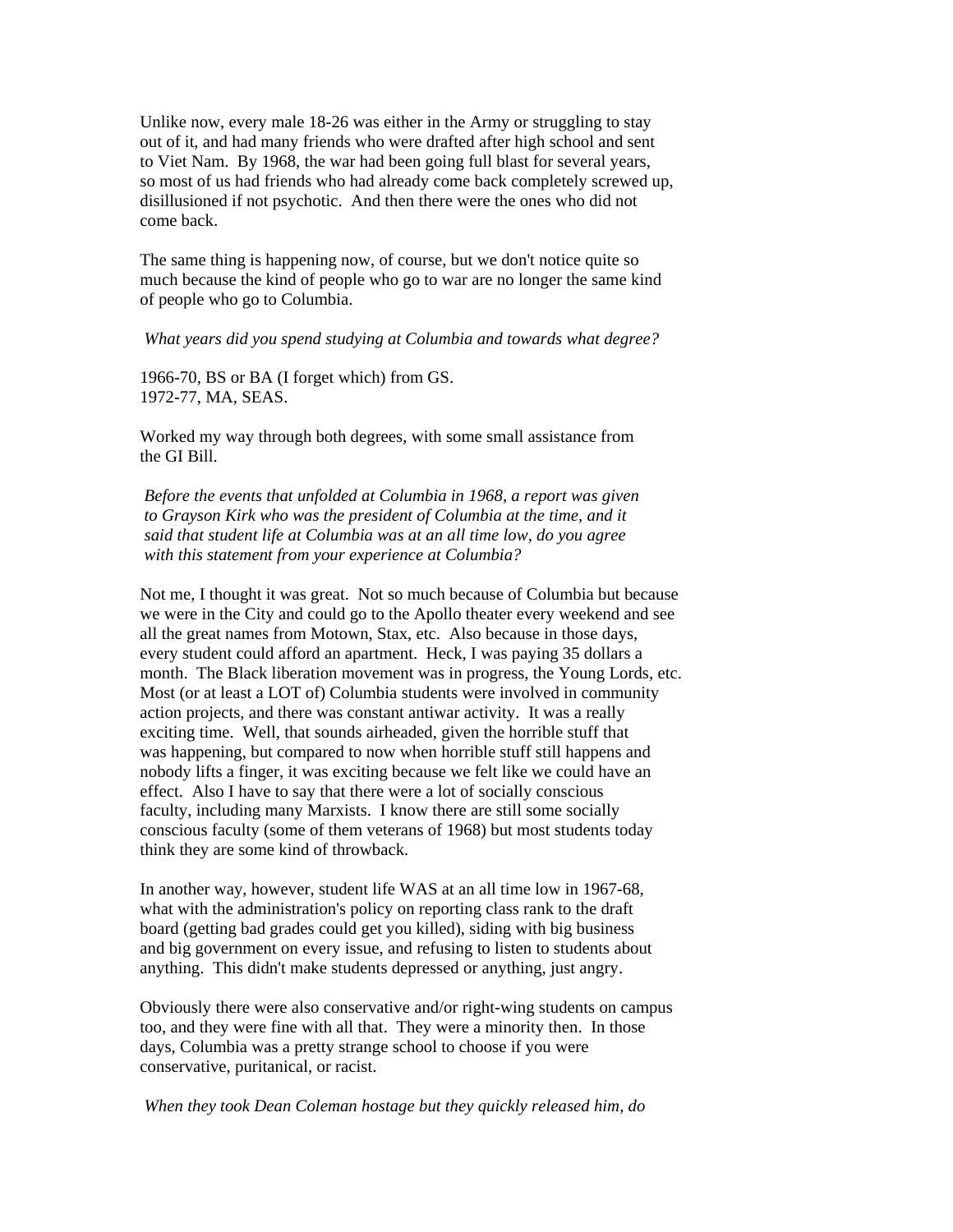Unlike now, every male 18-26 was either in the Army or struggling to stay out of it, and had many friends who were drafted after high school and sent to Viet Nam. By 1968, the war had been going full blast for several years, so most of us had friends who had already come back completely screwed up, disillusioned if not psychotic. And then there were the ones who did not come back.

The same thing is happening now, of course, but we don't notice quite so much because the kind of people who go to war are no longer the same kind of people who go to Columbia.

*What years did you spend studying at Columbia and towards what degree?*

1966-70, BS or BA (I forget which) from GS.
1972-77, MA, SEAS.

Worked my way through both degrees, with some small assistance from the GI Bill.

*Before the events that unfolded at Columbia in 1968, a report was given to Grayson Kirk who was the president of Columbia at the time, and it said that student life at Columbia was at an all time low, do you agree with this statement from your experience at Columbia?*

Not me, I thought it was great. Not so much because of Columbia but because we were in the City and could go to the Apollo theater every weekend and see all the great names from Motown, Stax, etc. Also because in those days, every student could afford an apartment. Heck, I was paying 35 dollars a month. The Black liberation movement was in progress, the Young Lords, etc. Most (or at least a LOT of) Columbia students were involved in community action projects, and there was constant antiwar activity. It was a really exciting time. Well, that sounds airheaded, given the horrible stuff that was happening, but compared to now when horrible stuff still happens and nobody lifts a finger, it was exciting because we felt like we could have an effect. Also I have to say that there were a lot of socially conscious faculty, including many Marxists. I know there are still some socially conscious faculty (some of them veterans of 1968) but most students today think they are some kind of throwback.

In another way, however, student life WAS at an all time low in 1967-68, what with the administration's policy on reporting class rank to the draft board (getting bad grades could get you killed), siding with big business and big government on every issue, and refusing to listen to students about anything. This didn't make students depressed or anything, just angry.

Obviously there were also conservative and/or right-wing students on campus too, and they were fine with all that. They were a minority then. In those days, Columbia was a pretty strange school to choose if you were conservative, puritanical, or racist.

*When they took Dean Coleman hostage but they quickly released him, do*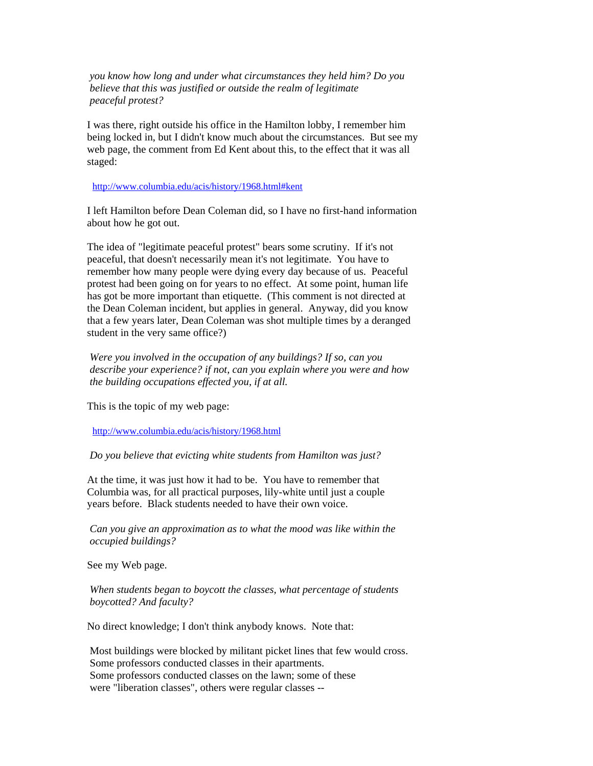*you know how long and under what circumstances they held him? Do you believe that this was justified or outside the realm of legitimate peaceful protest?*

I was there, right outside his office in the Hamilton lobby, I remember him being locked in, but I didn't know much about the circumstances. But see my web page, the comment from Ed Kent about this, to the effect that it was all staged:

http://www.columbia.edu/acis/history/1968.html#kent

I left Hamilton before Dean Coleman did, so I have no first-hand information about how he got out.

The idea of "legitimate peaceful protest" bears some scrutiny. If it's not peaceful, that doesn't necessarily mean it's not legitimate. You have to remember how many people were dying every day because of us. Peaceful protest had been going on for years to no effect. At some point, human life has got be more important than etiquette. (This comment is not directed at the Dean Coleman incident, but applies in general. Anyway, did you know that a few years later, Dean Coleman was shot multiple times by a deranged student in the very same office?)

*Were you involved in the occupation of any buildings? If so, can you describe your experience? if not, can you explain where you were and how the building occupations effected you, if at all.*

This is the topic of my web page:

http://www.columbia.edu/acis/history/1968.html

*Do you believe that evicting white students from Hamilton was just?*

At the time, it was just how it had to be. You have to remember that Columbia was, for all practical purposes, lily-white until just a couple years before. Black students needed to have their own voice.

*Can you give an approximation as to what the mood was like within the occupied buildings?*

See my Web page.

*When students began to boycott the classes, what percentage of students boycotted? And faculty?*

No direct knowledge; I don't think anybody knows. Note that:

Most buildings were blocked by militant picket lines that few would cross.
Some professors conducted classes in their apartments.
Some professors conducted classes on the lawn; some of these
were "liberation classes", others were regular classes --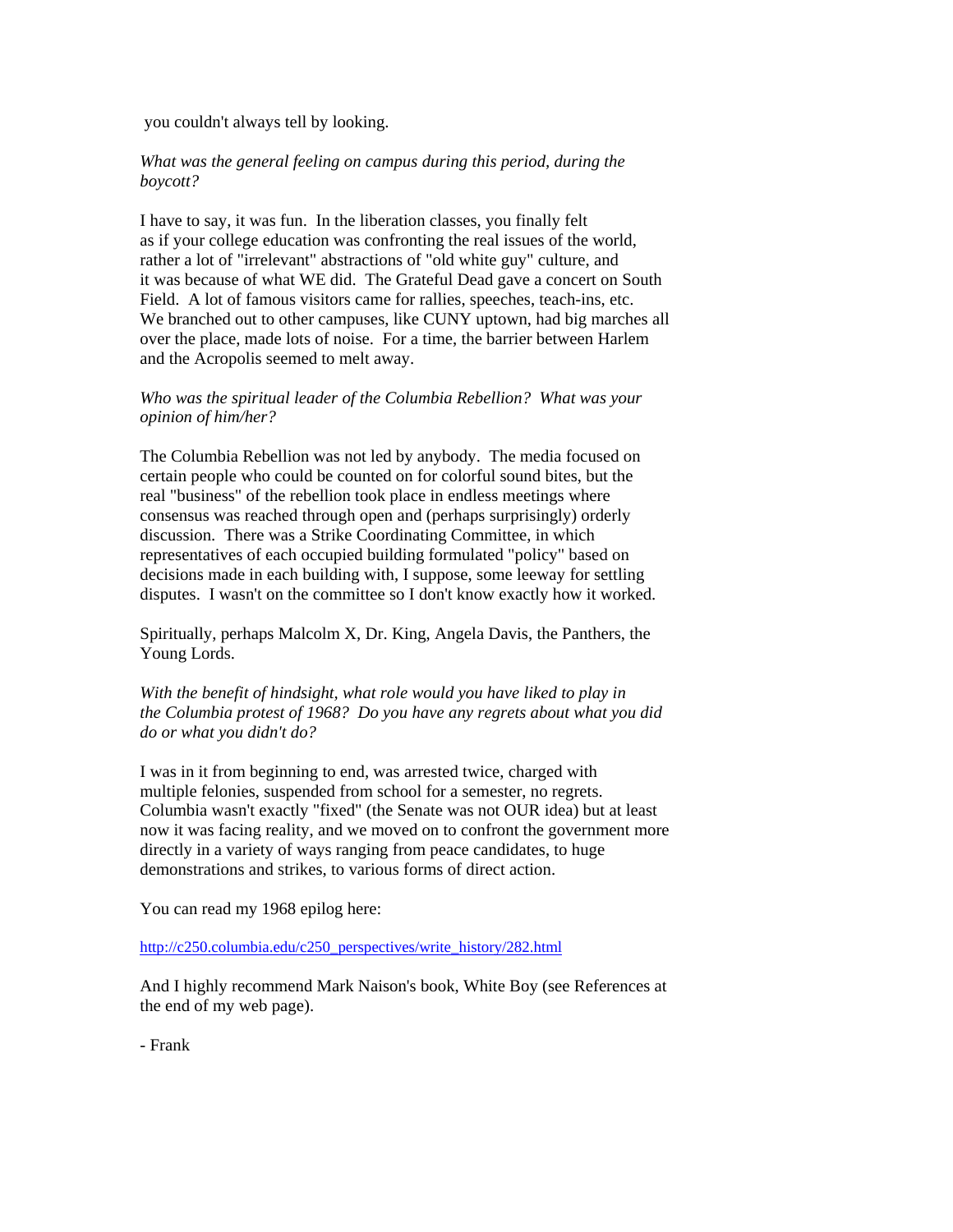you couldn't always tell by looking.

*What was the general feeling on campus during this period, during the boycott?*

I have to say, it was fun. In the liberation classes, you finally felt as if your college education was confronting the real issues of the world, rather a lot of "irrelevant" abstractions of "old white guy" culture, and it was because of what WE did. The Grateful Dead gave a concert on South Field. A lot of famous visitors came for rallies, speeches, teach-ins, etc. We branched out to other campuses, like CUNY uptown, had big marches all over the place, made lots of noise. For a time, the barrier between Harlem and the Acropolis seemed to melt away.

*Who was the spiritual leader of the Columbia Rebellion? What was your opinion of him/her?*

The Columbia Rebellion was not led by anybody. The media focused on certain people who could be counted on for colorful sound bites, but the real "business" of the rebellion took place in endless meetings where consensus was reached through open and (perhaps surprisingly) orderly discussion. There was a Strike Coordinating Committee, in which representatives of each occupied building formulated "policy" based on decisions made in each building with, I suppose, some leeway for settling disputes. I wasn't on the committee so I don't know exactly how it worked.

Spiritually, perhaps Malcolm X, Dr. King, Angela Davis, the Panthers, the Young Lords.

*With the benefit of hindsight, what role would you have liked to play in the Columbia protest of 1968? Do you have any regrets about what you did do or what you didn't do?*

I was in it from beginning to end, was arrested twice, charged with multiple felonies, suspended from school for a semester, no regrets. Columbia wasn't exactly "fixed" (the Senate was not OUR idea) but at least now it was facing reality, and we moved on to confront the government more directly in a variety of ways ranging from peace candidates, to huge demonstrations and strikes, to various forms of direct action.

You can read my 1968 epilog here:

http://c250.columbia.edu/c250_perspectives/write_history/282.html

And I highly recommend Mark Naison's book, White Boy (see References at the end of my web page).

- Frank